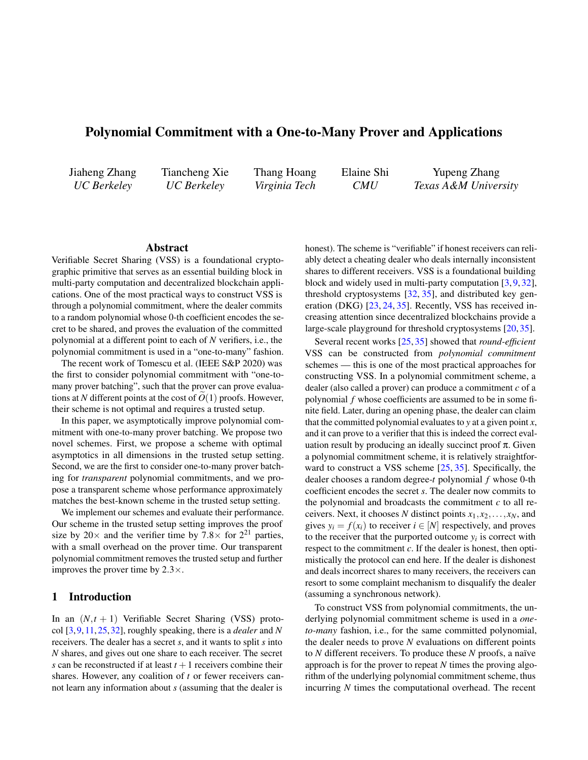# Polynomial Commitment with a One-to-Many Prover and Applications

Jiaheng Zhang
*UC Berkeley*

Tiancheng Xie
*UC Berkeley*

Thang Hoang
*Virginia Tech*

Elaine Shi
*CMU*

Yupeng Zhang
*Texas A&M University*

## Abstract

Verifiable Secret Sharing (VSS) is a foundational cryptographic primitive that serves as an essential building block in multi-party computation and decentralized blockchain applications. One of the most practical ways to construct VSS is through a polynomial commitment, where the dealer commits to a random polynomial whose 0-th coefficient encodes the secret to be shared, and proves the evaluation of the committed polynomial at a different point to each of $N$ verifiers, i.e., the polynomial commitment is used in a "one-to-many" fashion.

The recent work of Tomescu et al. (IEEE S&P 2020) was the first to consider polynomial commitment with "one-to-many prover batching", such that the prover can prove evaluations at $N$ different points at the cost of $\widetilde{O}(1)$ proofs. However, their scheme is not optimal and requires a trusted setup.

In this paper, we asymptotically improve polynomial commitment with one-to-many prover batching. We propose two novel schemes. First, we propose a scheme with optimal asymptotics in all dimensions in the trusted setup setting. Second, we are the first to consider one-to-many prover batching for *transparent* polynomial commitments, and we propose a transparent scheme whose performance approximately matches the best-known scheme in the trusted setup setting.

We implement our schemes and evaluate their performance. Our scheme in the trusted setup setting improves the proof size by $20\times$ and the verifier time by $7.8\times$ for $2^{21}$ parties, with a small overhead on the prover time. Our transparent polynomial commitment removes the trusted setup and further improves the prover time by $2.3\times$.

## 1 Introduction

In an $(N, t+1)$ Verifiable Secret Sharing (VSS) protocol [3, 9, 11, 25, 32], roughly speaking, there is a *dealer* and $N$ receivers. The dealer has a secret $s$, and it wants to split $s$ into $N$ shares, and gives out one share to each receiver. The secret $s$ can be reconstructed if at least $t+1$ receivers combine their shares. However, any coalition of $t$ or fewer receivers cannot learn any information about $s$ (assuming that the dealer is honest). The scheme is "verifiable" if honest receivers can reliably detect a cheating dealer who deals internally inconsistent shares to different receivers. VSS is a foundational building block and widely used in multi-party computation [3, 9, 32], threshold cryptosystems [32, 35], and distributed key generation (DKG) [23, 24, 35]. Recently, VSS has received increasing attention since decentralized blockchains provide a large-scale playground for threshold cryptosystems [20, 35].

Several recent works [25, 35] showed that *round-efficient* VSS can be constructed from *polynomial commitment* schemes — this is one of the most practical approaches for constructing VSS. In a polynomial commitment scheme, a dealer (also called a prover) can produce a commitment $c$ of a polynomial $f$ whose coefficients are assumed to be in some finite field. Later, during an opening phase, the dealer can claim that the committed polynomial evaluates to $y$ at a given point $x$, and it can prove to a verifier that this is indeed the correct evaluation result by producing an ideally succinct proof $\pi$. Given a polynomial commitment scheme, it is relatively straightforward to construct a VSS scheme [25, 35]. Specifically, the dealer chooses a random degree-$t$ polynomial $f$ whose 0-th coefficient encodes the secret $s$. The dealer now commits to the polynomial and broadcasts the commitment $c$ to all receivers. Next, it chooses $N$ distinct points $x_1, x_2, \ldots, x_N$, and gives $y_i = f(x_i)$ to receiver $i \in [N]$ respectively, and proves to the receiver that the purported outcome $y_i$ is correct with respect to the commitment $c$. If the dealer is honest, then optimistically the protocol can end here. If the dealer is dishonest and deals incorrect shares to many receivers, the receivers can resort to some complaint mechanism to disqualify the dealer (assuming a synchronous network).

To construct VSS from polynomial commitments, the underlying polynomial commitment scheme is used in a *one-to-many* fashion, i.e., for the same committed polynomial, the dealer needs to prove $N$ evaluations on different points to $N$ different receivers. To produce these $N$ proofs, a naïve approach is for the prover to repeat $N$ times the proving algorithm of the underlying polynomial commitment scheme, thus incurring $N$ times the computational overhead. The recent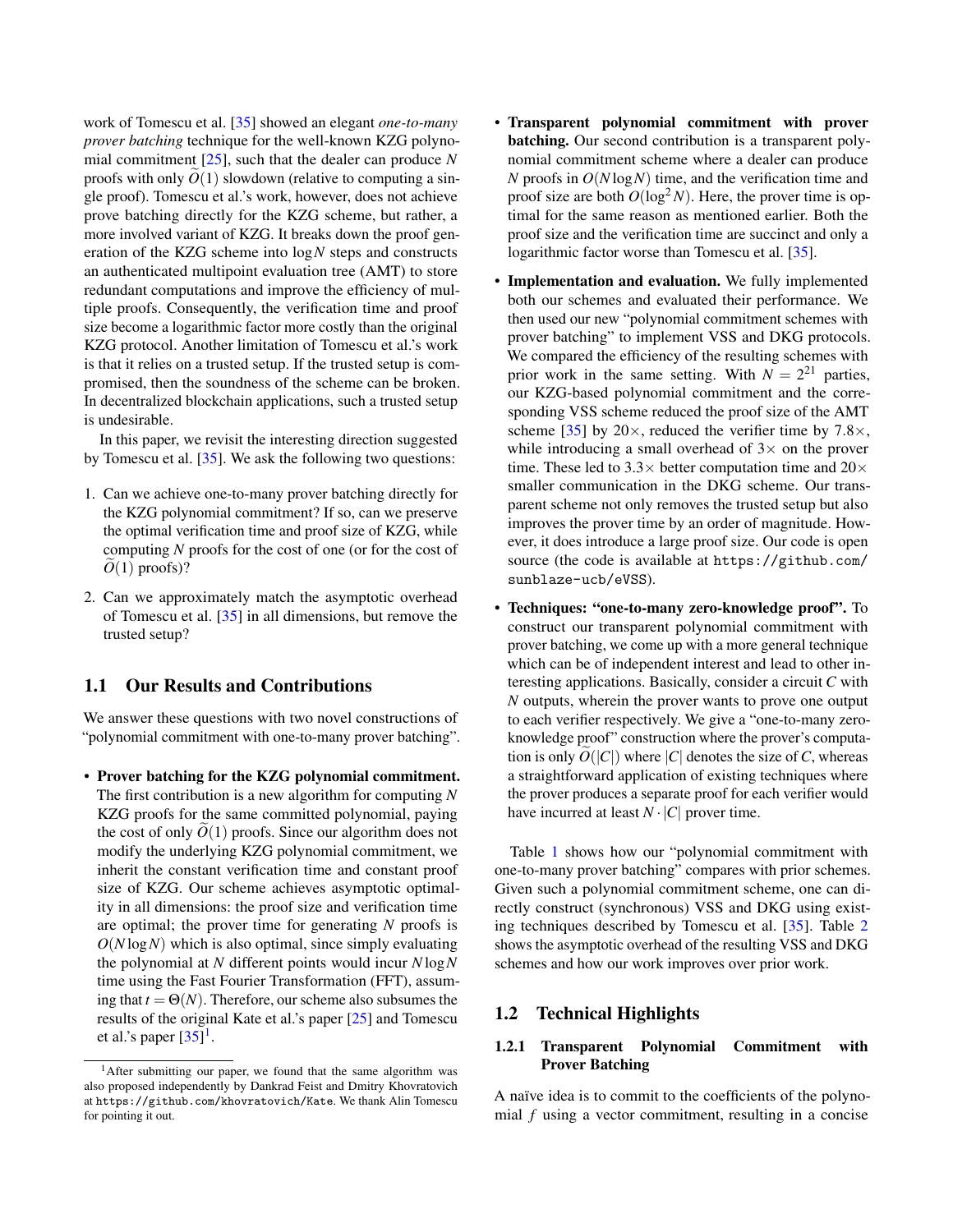work of Tomescu et al. [35] showed an elegant *one-to-many prover batching* technique for the well-known KZG polynomial commitment [25], such that the dealer can produce $N$ proofs with only $\widetilde{O}(1)$ slowdown (relative to computing a single proof). Tomescu et al.'s work, however, does not achieve prove batching directly for the KZG scheme, but rather, a more involved variant of KZG. It breaks down the proof generation of the KZG scheme into $\log N$ steps and constructs an authenticated multipoint evaluation tree (AMT) to store redundant computations and improve the efficiency of multiple proofs. Consequently, the verification time and proof size become a logarithmic factor more costly than the original KZG protocol. Another limitation of Tomescu et al.'s work is that it relies on a trusted setup. If the trusted setup is compromised, then the soundness of the scheme can be broken. In decentralized blockchain applications, such a trusted setup is undesirable.

In this paper, we revisit the interesting direction suggested by Tomescu et al. [35]. We ask the following two questions:

1. Can we achieve one-to-many prover batching directly for the KZG polynomial commitment? If so, can we preserve the optimal verification time and proof size of KZG, while computing $N$ proofs for the cost of one (or for the cost of $\widetilde{O}(1)$ proofs)?
2. Can we approximately match the asymptotic overhead of Tomescu et al. [35] in all dimensions, but remove the trusted setup?

## 1.1 Our Results and Contributions

We answer these questions with two novel constructions of "polynomial commitment with one-to-many prover batching".

- **Prover batching for the KZG polynomial commitment.** The first contribution is a new algorithm for computing $N$ KZG proofs for the same committed polynomial, paying the cost of only $\widetilde{O}(1)$ proofs. Since our algorithm does not modify the underlying KZG polynomial commitment, we inherit the constant verification time and constant proof size of KZG. Our scheme achieves asymptotic optimality in all dimensions: the proof size and verification time are optimal; the prover time for generating $N$ proofs is $O(N \log N)$ which is also optimal, since simply evaluating the polynomial at $N$ different points would incur $N \log N$ time using the Fast Fourier Transformation (FFT), assuming that $t = \Theta(N)$. Therefore, our scheme also subsumes the results of the original Kate et al.'s paper [25] and Tomescu et al.'s paper [35][1].
- **Transparent polynomial commitment with prover batching.** Our second contribution is a transparent polynomial commitment scheme where a dealer can produce $N$ proofs in $O(N \log N)$ time, and the verification time and proof size are both $O(\log^2 N)$. Here, the prover time is optimal for the same reason as mentioned earlier. Both the proof size and the verification time are succinct and only a logarithmic factor worse than Tomescu et al. [35].
- **Implementation and evaluation.** We fully implemented both our schemes and evaluated their performance. We then used our new "polynomial commitment schemes with prover batching" to implement VSS and DKG protocols. We compared the efficiency of the resulting schemes with prior work in the same setting. With $N = 2^{21}$ parties, our KZG-based polynomial commitment and the corresponding VSS scheme reduced the proof size of the AMT scheme [35] by $20\times$, reduced the verifier time by $7.8\times$, while introducing a small overhead of $3\times$ on the prover time. These led to $3.3\times$ better computation time and $20\times$ smaller communication in the DKG scheme. Our transparent scheme not only removes the trusted setup but also improves the prover time by an order of magnitude. However, it does introduce a large proof size. Our code is open source (the code is available at `https://github.com/sunblaze-ucb/eVSS`).
- **Techniques: "one-to-many zero-knowledge proof".** To construct our transparent polynomial commitment with prover batching, we come up with a more general technique which can be of independent interest and lead to other interesting applications. Basically, consider a circuit $C$ with $N$ outputs, wherein the prover wants to prove one output to each verifier respectively. We give a "one-to-many zero-knowledge proof" construction where the prover's computation is only $\widetilde{O}(|C|)$ where $|C|$ denotes the size of $C$, whereas a straightforward application of existing techniques where the prover produces a separate proof for each verifier would have incurred at least $N \cdot |C|$ prover time.

Table 1 shows how our "polynomial commitment with one-to-many prover batching" compares with prior schemes. Given such a polynomial commitment scheme, one can directly construct (synchronous) VSS and DKG using existing techniques described by Tomescu et al. [35]. Table 2 shows the asymptotic overhead of the resulting VSS and DKG schemes and how our work improves over prior work.

## 1.2 Technical Highlights

### 1.2.1 Transparent Polynomial Commitment with Prover Batching

A naïve idea is to commit to the coefficients of the polynomial $f$ using a vector commitment, resulting in a concise

[1] After submitting our paper, we found that the same algorithm was also proposed independently by Dankrad Feist and Dmitry Khovratovich at `https://github.com/khovratovich/Kate`. We thank Alin Tomescu for pointing it out.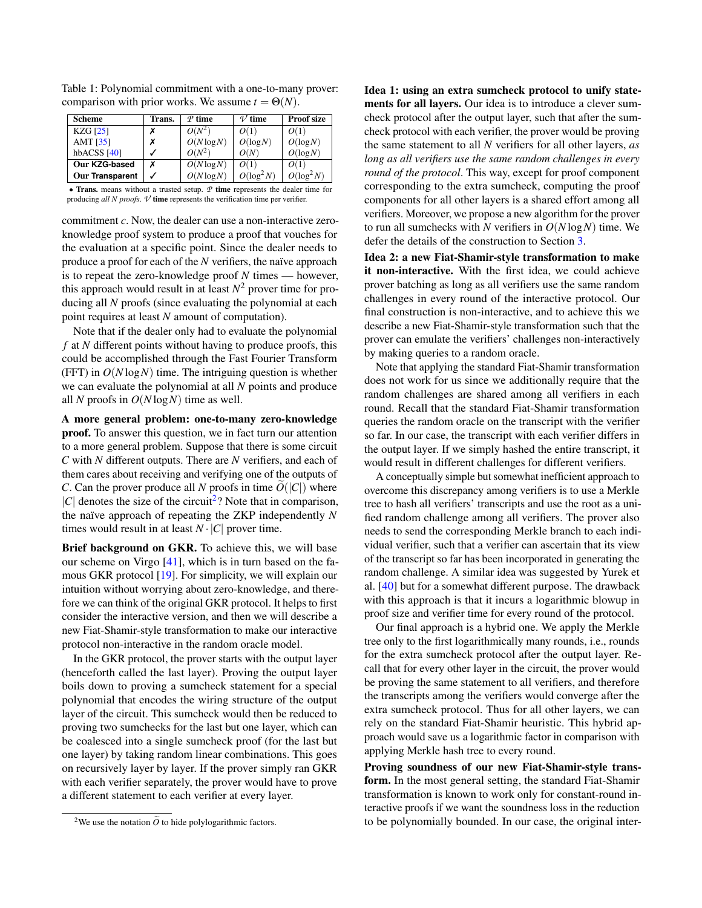Table 1: Polynomial commitment with a one-to-many prover: comparison with prior works. We assume $t = \Theta(N)$.

| Scheme | Trans. | $\mathcal{P}$ time | $\mathcal{V}$ time | Proof size |
|---|---|---|---|---|
| KZG [25] | ✗ | $O(N^2)$ | $O(1)$ | $O(1)$ |
| AMT [35] | ✗ | $O(N \log N)$ | $O(\log N)$ | $O(\log N)$ |
| hbACSS [40] | ✓ | $O(N^2)$ | $O(N)$ | $O(\log N)$ |
| **Our KZG-based** | ✗ | $O(N \log N)$ | $O(1)$ | $O(1)$ |
| **Our Transparent** | ✓ | $O(N \log N)$ | $O(\log^2 N)$ | $O(\log^2 N)$ |

• **Trans.** means without a trusted setup. $\mathcal{P}$ **time** represents the dealer time for producing *all N proofs*. $\mathcal{V}$ **time** represents the verification time per verifier.

commitment $c$. Now, the dealer can use a non-interactive zero-knowledge proof system to produce a proof that vouches for the evaluation at a specific point. Since the dealer needs to produce a proof for each of the $N$ verifiers, the naïve approach is to repeat the zero-knowledge proof $N$ times — however, this approach would result in at least $N^2$ prover time for producing all $N$ proofs (since evaluating the polynomial at each point requires at least $N$ amount of computation).

Note that if the dealer only had to evaluate the polynomial $f$ at $N$ different points without having to produce proofs, this could be accomplished through the Fast Fourier Transform (FFT) in $O(N \log N)$ time. The intriguing question is whether we can evaluate the polynomial at all $N$ points and produce all $N$ proofs in $O(N \log N)$ time as well.

**A more general problem: one-to-many zero-knowledge proof.** To answer this question, we in fact turn our attention to a more general problem. Suppose that there is some circuit $C$ with $N$ different outputs. There are $N$ verifiers, and each of them cares about receiving and verifying one of the outputs of $C$. Can the prover produce all $N$ proofs in time $\widetilde{O}(|C|)$ where $|C|$ denotes the size of the circuit[2]? Note that in comparison, the naïve approach of repeating the ZKP independently $N$ times would result in at least $N \cdot |C|$ prover time.

**Brief background on GKR.** To achieve this, we will base our scheme on Virgo [41], which is in turn based on the famous GKR protocol [19]. For simplicity, we will explain our intuition without worrying about zero-knowledge, and therefore we can think of the original GKR protocol. It helps to first consider the interactive version, and then we will describe a new Fiat-Shamir-style transformation to make our interactive protocol non-interactive in the random oracle model.

In the GKR protocol, the prover starts with the output layer (henceforth called the last layer). Proving the output layer boils down to proving a sumcheck statement for a special polynomial that encodes the wiring structure of the output layer of the circuit. This sumcheck would then be reduced to proving two sumchecks for the last but one layer, which can be coalesced into a single sumcheck proof (for the last but one layer) by taking random linear combinations. This goes on recursively layer by layer. If the prover simply ran GKR with each verifier separately, the prover would have to prove a different statement to each verifier at every layer.

[2] We use the notation $\widetilde{O}$ to hide polylogarithmic factors.

**Idea 1: using an extra sumcheck protocol to unify statements for all layers.** Our idea is to introduce a clever sumcheck protocol after the output layer, such that after the sumcheck protocol with each verifier, the prover would be proving the same statement to all $N$ verifiers for all other layers, *as long as all verifiers use the same random challenges in every round of the protocol*. This way, except for proof component corresponding to the extra sumcheck, computing the proof components for all other layers is a shared effort among all verifiers. Moreover, we propose a new algorithm for the prover to run all sumchecks with $N$ verifiers in $O(N \log N)$ time. We defer the details of the construction to Section 3.

**Idea 2: a new Fiat-Shamir-style transformation to make it non-interactive.** With the first idea, we could achieve prover batching as long as all verifiers use the same random challenges in every round of the interactive protocol. Our final construction is non-interactive, and to achieve this we describe a new Fiat-Shamir-style transformation such that the prover can emulate the verifiers' challenges non-interactively by making queries to a random oracle.

Note that applying the standard Fiat-Shamir transformation does not work for us since we additionally require that the random challenges are shared among all verifiers in each round. Recall that the standard Fiat-Shamir transformation queries the random oracle on the transcript with the verifier so far. In our case, the transcript with each verifier differs in the output layer. If we simply hashed the entire transcript, it would result in different challenges for different verifiers.

A conceptually simple but somewhat inefficient approach to overcome this discrepancy among verifiers is to use a Merkle tree to hash all verifiers' transcripts and use the root as a unified random challenge among all verifiers. The prover also needs to send the corresponding Merkle branch to each individual verifier, such that a verifier can ascertain that its view of the transcript so far has been incorporated in generating the random challenge. A similar idea was suggested by Yurek et al. [40] but for a somewhat different purpose. The drawback with this approach is that it incurs a logarithmic blowup in proof size and verifier time for every round of the protocol.

Our final approach is a hybrid one. We apply the Merkle tree only to the first logarithmically many rounds, i.e., rounds for the extra sumcheck protocol after the output layer. Recall that for every other layer in the circuit, the prover would be proving the same statement to all verifiers, and therefore the transcripts among the verifiers would converge after the extra sumcheck protocol. Thus for all other layers, we can rely on the standard Fiat-Shamir heuristic. This hybrid approach would save us a logarithmic factor in comparison with applying Merkle hash tree to every round.

**Proving soundness of our new Fiat-Shamir-style transform.** In the most general setting, the standard Fiat-Shamir transformation is known to work only for constant-round interactive proofs if we want the soundness loss in the reduction to be polynomially bounded. In our case, the original inter-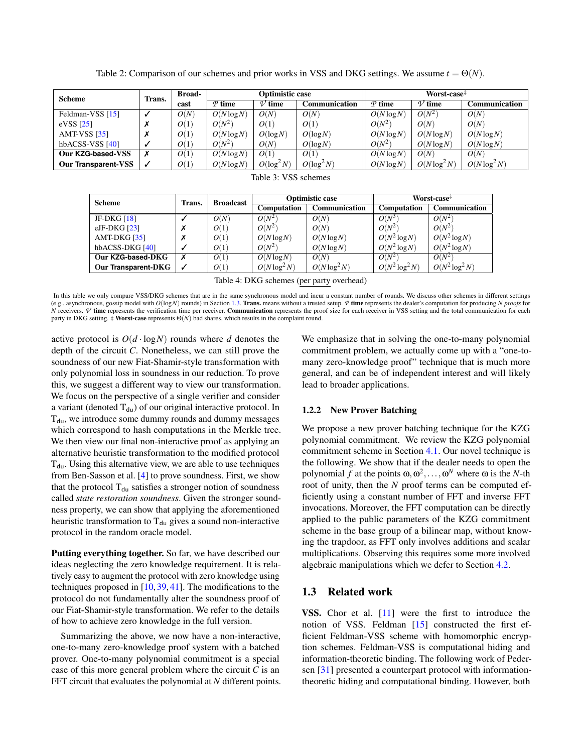Table 2: Comparison of our schemes and prior works in VSS and DKG settings. We assume $t = \Theta(N)$.

| Scheme | Trans. | Broad-cast | Optimistic case | | | Worst-case‡ | | |
|---|---|---|---|---|---|---|---|---|
| | | | $\mathcal{P}$ time | $\mathcal{V}$ time | Communication | $\mathcal{P}$ time | $\mathcal{V}$ time | Communication |
| Feldman-VSS [15] | ✓ | $O(N)$ | $O(N\log N)$ | $O(N)$ | $O(N)$ | $O(N\log N)$ | $O(N^2)$ | $O(N)$ |
| eVSS [25] | ✗ | $O(1)$ | $O(N^2)$ | $O(1)$ | $O(1)$ | $O(N^2)$ | $O(N)$ | $O(N)$ |
| AMT-VSS [35] | ✗ | $O(1)$ | $O(N\log N)$ | $O(\log N)$ | $O(\log N)$ | $O(N\log N)$ | $O(N\log N)$ | $O(N\log N)$ |
| hbACSS-VSS [40] | ✓ | $O(1)$ | $O(N^2)$ | $O(N)$ | $O(\log N)$ | $O(N^2)$ | $O(N\log N)$ | $O(N\log N)$ |
| **Our KZG-based-VSS** | ✗ | $O(1)$ | $O(N\log N)$ | $O(1)$ | $O(1)$ | $O(N\log N)$ | $O(N)$ | $O(N)$ |
| **Our Transparent-VSS** | ✓ | $O(1)$ | $O(N\log N)$ | $O(\log^2 N)$ | $O(\log^2 N)$ | $O(N\log N)$ | $O(N\log^2 N)$ | $O(N\log^2 N)$ |

Table 3: VSS schemes

| Scheme | Trans. | Broadcast | Optimistic case | | Worst-case‡ | |
|---|---|---|---|---|---|---|
| | | | Computation | Communication | Computation | Communication |
| JF-DKG [18] | ✓ | $O(N)$ | $O(N^2)$ | $O(N)$ | $O(N^3)$ | $O(N^2)$ |
| eJF-DKG [23] | ✗ | $O(1)$ | $O(N^2)$ | $O(N)$ | $O(N^2)$ | $O(N^2)$ |
| AMT-DKG [35] | ✗ | $O(1)$ | $O(N\log N)$ | $O(N\log N)$ | $O(N^2\log N)$ | $O(N^2\log N)$ |
| hbACSS-DKG [40] | ✓ | $O(1)$ | $O(N^2)$ | $O(N\log N)$ | $O(N^2\log N)$ | $O(N^2\log N)$ |
| **Our KZG-based-DKG** | ✗ | $O(1)$ | $O(N\log N)$ | $O(N)$ | $O(N^2)$ | $O(N^2)$ |
| **Our Transparent-DKG** | ✓ | $O(1)$ | $O(N\log^2 N)$ | $O(N\log^2 N)$ | $O(N^2\log^2 N)$ | $O(N^2\log^2 N)$ |

Table 4: DKG schemes (per party overhead)

In this table we only compare VSS/DKG schemes that are in the same synchronous model and incur a constant number of rounds. We discuss other schemes in different settings (e.g., asynchronous, gossip model with $O(\log N)$ rounds) in Section 1.3. **Trans.** means without a trusted setup. $\mathcal{P}$ **time** represents the dealer's computation for producing $N$ *proofs* for $N$ receivers. $\mathcal{V}$ **time** represents the verification time per receiver. **Communication** represents the proof size for each receiver in VSS setting and the total communication for each party in DKG setting. ‡ **Worst-case** represents $\Theta(N)$ bad shares, which results in the complaint round.

active protocol is $O(d \cdot \log N)$ rounds where $d$ denotes the depth of the circuit $C$. Nonetheless, we can still prove the soundness of our new Fiat-Shamir-style transformation with only polynomial loss in soundness in our reduction. To prove this, we suggest a different way to view our transformation. We focus on the perspective of a single verifier and consider a variant (denoted $\mathsf{T_{du}}$) of our original interactive protocol. In $\mathsf{T_{du}}$, we introduce some dummy rounds and dummy messages which correspond to hash computations in the Merkle tree. We then view our final non-interactive proof as applying an alternative heuristic transformation to the modified protocol $\mathsf{T_{du}}$. Using this alternative view, we are able to use techniques from Ben-Sasson et al. [4] to prove soundness. First, we show that the protocol $\mathsf{T_{du}}$ satisfies a stronger notion of soundness called *state restoration soundness*. Given the stronger soundness property, we can show that applying the aforementioned heuristic transformation to $\mathsf{T_{du}}$ gives a sound non-interactive protocol in the random oracle model.

**Putting everything together.** So far, we have described our ideas neglecting the zero knowledge requirement. It is relatively easy to augment the protocol with zero knowledge using techniques proposed in [10, 39, 41]. The modifications to the protocol do not fundamentally alter the soundness proof of our Fiat-Shamir-style transformation. We refer to the details of how to achieve zero knowledge in the full version.

Summarizing the above, we now have a non-interactive, one-to-many zero-knowledge proof system with a batched prover. One-to-many polynomial commitment is a special case of this more general problem where the circuit $C$ is an FFT circuit that evaluates the polynomial at $N$ different points.

We emphasize that in solving the one-to-many polynomial commitment problem, we actually come up with a "one-to-many zero-knowledge proof" technique that is much more general, and can be of independent interest and will likely lead to broader applications.

### 1.2.2 New Prover Batching

We propose a new prover batching technique for the KZG polynomial commitment. We review the KZG polynomial commitment scheme in Section 4.1. Our novel technique is the following. We show that if the dealer needs to open the polynomial $f$ at the points $\omega, \omega^2, \ldots, \omega^N$ where $\omega$ is the $N$-th root of unity, then the $N$ proof terms can be computed efficiently using a constant number of FFT and inverse FFT invocations. Moreover, the FFT computation can be directly applied to the public parameters of the KZG commitment scheme in the base group of a bilinear map, without knowing the trapdoor, as FFT only involves additions and scalar multiplications. Observing this requires some more involved algebraic manipulations which we defer to Section 4.2.

## 1.3 Related work

**VSS.** Chor et al. [11] were the first to introduce the notion of VSS. Feldman [15] constructed the first efficient Feldman-VSS scheme with homomorphic encryption schemes. Feldman-VSS is computational hiding and information-theoretic binding. The following work of Pedersen [31] presented a counterpart protocol with information-theoretic hiding and computational binding. However, both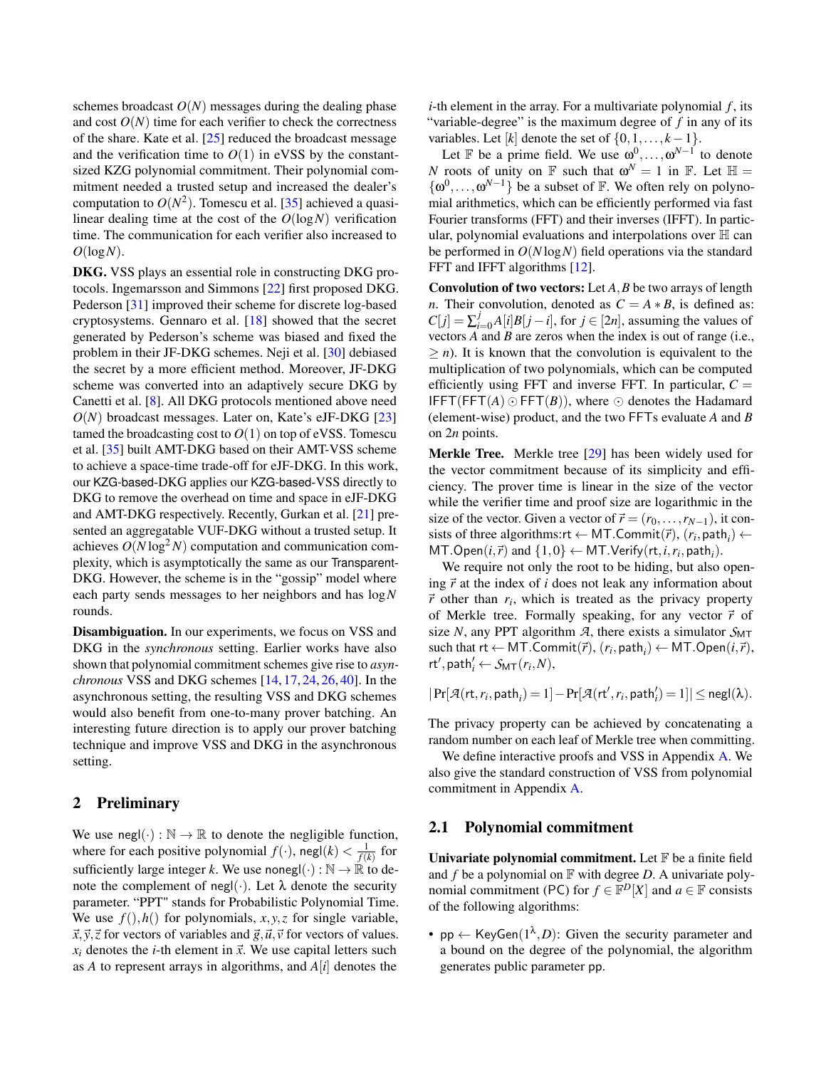schemes broadcast $O(N)$ messages during the dealing phase and cost $O(N)$ time for each verifier to check the correctness of the share. Kate et al. [25] reduced the broadcast message and the verification time to $O(1)$ in eVSS by the constant-sized KZG polynomial commitment. Their polynomial commitment needed a trusted setup and increased the dealer's computation to $O(N^2)$. Tomescu et al. [35] achieved a quasi-linear dealing time at the cost of the $O(\log N)$ verification time. The communication for each verifier also increased to $O(\log N)$.

**DKG.** VSS plays an essential role in constructing DKG protocols. Ingemarsson and Simmons [22] first proposed DKG. Pederson [31] improved their scheme for discrete log-based cryptosystems. Gennaro et al. [18] showed that the secret generated by Pederson's scheme was biased and fixed the problem in their JF-DKG schemes. Neji et al. [30] debiased the secret by a more efficient method. Moreover, JF-DKG scheme was converted into an adaptively secure DKG by Canetti et al. [8]. All DKG protocols mentioned above need $O(N)$ broadcast messages. Later on, Kate's eJF-DKG [23] tamed the broadcasting cost to $O(1)$ on top of eVSS. Tomescu et al. [35] built AMT-DKG based on their AMT-VSS scheme to achieve a space-time trade-off for eJF-DKG. In this work, our KZG-based-DKG applies our KZG-based-VSS directly to DKG to remove the overhead on time and space in eJF-DKG and AMT-DKG respectively. Recently, Gurkan et al. [21] presented an aggregatable VUF-DKG without a trusted setup. It achieves $O(N \log^2 N)$ computation and communication complexity, which is asymptotically the same as our Transparent-DKG. However, the scheme is in the "gossip" model where each party sends messages to her neighbors and has $\log N$ rounds.

**Disambiguation.** In our experiments, we focus on VSS and DKG in the *synchronous* setting. Earlier works have also shown that polynomial commitment schemes give rise to *asynchronous* VSS and DKG schemes [14, 17, 24, 26, 40]. In the asynchronous setting, the resulting VSS and DKG schemes would also benefit from one-to-many prover batching. An interesting future direction is to apply our prover batching technique and improve VSS and DKG in the asynchronous setting.

## 2 Preliminary

We use $\mathsf{negl}(\cdot): \mathbb{N} \to \mathbb{R}$ to denote the negligible function, where for each positive polynomial $f(\cdot)$, $\mathsf{negl}(k) < \frac{1}{f(k)}$ for sufficiently large integer $k$. We use $\mathsf{nonegl}(\cdot): \mathbb{N} \to \mathbb{R}$ to denote the complement of $\mathsf{negl}(\cdot)$. Let $\lambda$ denote the security parameter. "PPT" stands for Probabilistic Polynomial Time. We use $f(), h()$ for polynomials, $x, y, z$ for single variable, $\vec{x}, \vec{y}, \vec{z}$ for vectors of variables and $\vec{g}, \vec{u}, \vec{v}$ for vectors of values. $x_i$ denotes the $i$-th element in $\vec{x}$. We use capital letters such as $A$ to represent arrays in algorithms, and $A[i]$ denotes the $i$-th element in the array. For a multivariate polynomial $f$, its "variable-degree" is the maximum degree of $f$ in any of its variables. Let $[k]$ denote the set of $\{0, 1, \ldots, k-1\}$.

Let $\mathbb{F}$ be a prime field. We use $\omega^0, \ldots, \omega^{N-1}$ to denote $N$ roots of unity on $\mathbb{F}$ such that $\omega^N = 1$ in $\mathbb{F}$. Let $\mathbb{H} = \{\omega^0, \ldots, \omega^{N-1}\}$ be a subset of $\mathbb{F}$. We often rely on polynomial arithmetics, which can be efficiently performed via fast Fourier transforms (FFT) and their inverses (IFFT). In particular, polynomial evaluations and interpolations over $\mathbb{H}$ can be performed in $O(N \log N)$ field operations via the standard FFT and IFFT algorithms [12].

**Convolution of two vectors:** Let $A, B$ be two arrays of length $n$. Their convolution, denoted as $C = A * B$, is defined as: $C[j] = \sum_{i=0}^{j} A[i]B[j-i]$, for $j \in [2n]$, assuming the values of vectors $A$ and $B$ are zeros when the index is out of range (i.e., $\geq n$). It is known that the convolution is equivalent to the multiplication of two polynomials, which can be computed efficiently using FFT and inverse FFT. In particular, $C = \mathsf{IFFT}(\mathsf{FFT}(A) \odot \mathsf{FFT}(B))$, where $\odot$ denotes the Hadamard (element-wise) product, and the two FFTs evaluate $A$ and $B$ on $2n$ points.

**Merkle Tree.** Merkle tree [29] has been widely used for the vector commitment because of its simplicity and efficiency. The prover time is linear in the size of the vector while the verifier time and proof size are logarithmic in the size of the vector. Given a vector of $\vec{r} = (r_0, \ldots, r_{N-1})$, it consists of three algorithms: $\mathsf{rt} \leftarrow \mathsf{MT.Commit}(\vec{r})$, $(r_i, \mathsf{path}_i) \leftarrow \mathsf{MT.Open}(i, \vec{r})$ and $\{1, 0\} \leftarrow \mathsf{MT.Verify}(\mathsf{rt}, i, r_i, \mathsf{path}_i)$.

We require not only the root to be hiding, but also opening $\vec{r}$ at the index of $i$ does not leak any information about $\vec{r}$ other than $r_i$, which is treated as the privacy property of Merkle tree. Formally speaking, for any vector $\vec{r}$ of size $N$, any PPT algorithm $\mathcal{A}$, there exists a simulator $\mathcal{S}_{\mathsf{MT}}$ such that $\mathsf{rt} \leftarrow \mathsf{MT.Commit}(\vec{r})$, $(r_i, \mathsf{path}_i) \leftarrow \mathsf{MT.Open}(i, \vec{r})$, $\mathsf{rt}', \mathsf{path}'_i \leftarrow \mathcal{S}_{\mathsf{MT}}(r_i, N)$,

$$|\Pr[\mathcal{A}(\mathsf{rt}, r_i, \mathsf{path}_i) = 1] - \Pr[\mathcal{A}(\mathsf{rt}', r_i, \mathsf{path}'_i) = 1]| \leq \mathsf{negl}(\lambda).$$

The privacy property can be achieved by concatenating a random number on each leaf of Merkle tree when committing.

We define interactive proofs and VSS in Appendix A. We also give the standard construction of VSS from polynomial commitment in Appendix A.

### 2.1 Polynomial commitment

**Univariate polynomial commitment.** Let $\mathbb{F}$ be a finite field and $f$ be a polynomial on $\mathbb{F}$ with degree $D$. A univariate polynomial commitment (PC) for $f \in \mathbb{F}^D[X]$ and $a \in \mathbb{F}$ consists of the following algorithms:

- $\mathsf{pp} \leftarrow \mathsf{KeyGen}(1^\lambda, D)$: Given the security parameter and a bound on the degree of the polynomial, the algorithm generates public parameter $\mathsf{pp}$.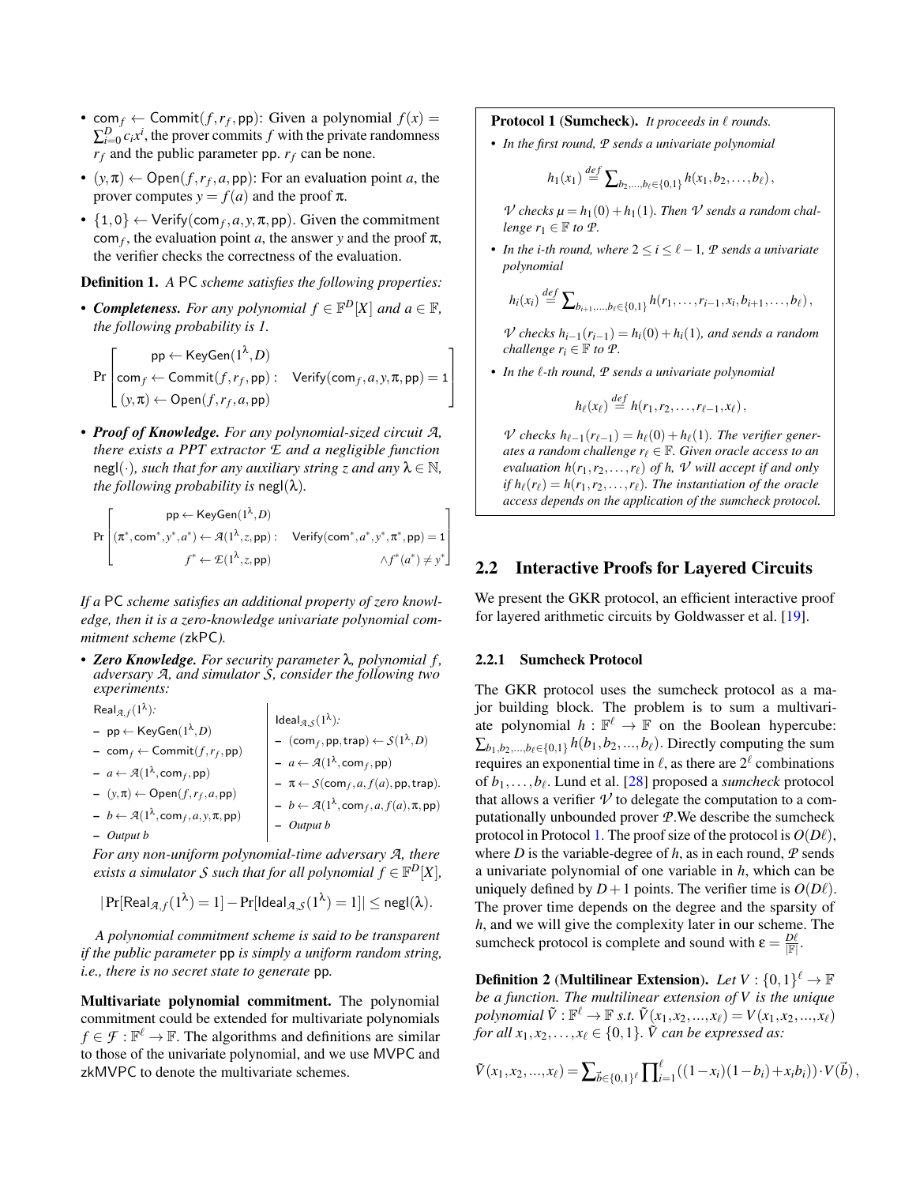- $\mathsf{com}_f \leftarrow \mathsf{Commit}(f, r_f, \mathsf{pp})$: Given a polynomial $f(x) = \sum_{i=0}^{D} c_i x^i$, the prover commits $f$ with the private randomness $r_f$ and the public parameter $\mathsf{pp}$. $r_f$ can be none.
- $(y, \pi) \leftarrow \mathsf{Open}(f, r_f, a, \mathsf{pp})$: For an evaluation point $a$, the prover computes $y = f(a)$ and the proof $\pi$.
- $\{1, 0\} \leftarrow \mathsf{Verify}(\mathsf{com}_f, a, y, \pi, \mathsf{pp})$. Given the commitment $\mathsf{com}_f$, the evaluation point $a$, the answer $y$ and the proof $\pi$, the verifier checks the correctness of the evaluation.

**Definition 1.** *A* PC *scheme satisfies the following properties:*

- ***Completeness.*** *For any polynomial $f \in \mathbb{F}^D[X]$ and $a \in \mathbb{F}$, the following probability is 1.*

$$\Pr\left[\begin{array}{c} \mathsf{pp} \leftarrow \mathsf{KeyGen}(1^\lambda, D) \\ \mathsf{com}_f \leftarrow \mathsf{Commit}(f, r_f, \mathsf{pp}): \\ (y, \pi) \leftarrow \mathsf{Open}(f, r_f, a, \mathsf{pp}) \end{array} \quad \mathsf{Verify}(\mathsf{com}_f, a, y, \pi, \mathsf{pp}) = 1\right]$$

- ***Proof of Knowledge.*** *For any polynomial-sized circuit $\mathcal{A}$, there exists a PPT extractor $\mathcal{E}$ and a negligible function $\mathsf{negl}(\cdot)$, such that for any auxiliary string $z$ and any $\lambda \in \mathbb{N}$, the following probability is $\mathsf{negl}(\lambda)$.*

$$\Pr\left[\begin{array}{c} \mathsf{pp} \leftarrow \mathsf{KeyGen}(1^\lambda, D) \\ (\pi^*, \mathsf{com}^*, y^*, a^*) \leftarrow \mathcal{A}(1^\lambda, z, \mathsf{pp}): \\ f^* \leftarrow \mathcal{E}(1^\lambda, z, \mathsf{pp}) \end{array} \begin{array}{c} \mathsf{Verify}(\mathsf{com}^*, a^*, y^*, \pi^*, \mathsf{pp}) = 1 \\ \wedge f^*(a^*) \neq y^* \end{array}\right]$$

*If a* PC *scheme satisfies an additional property of zero knowledge, then it is a zero-knowledge univariate polynomial commitment scheme (*zkPC*).*

- ***Zero Knowledge.*** *For security parameter $\lambda$, polynomial $f$, adversary $\mathcal{A}$, and simulator $\mathcal{S}$, consider the following two experiments:*

| $\mathsf{Real}_{\mathcal{A},f}(1^\lambda)$: | $\mathsf{Ideal}_{\mathcal{A},\mathcal{S}}(1^\lambda)$: |
|---|---|
| – $\mathsf{pp} \leftarrow \mathsf{KeyGen}(1^\lambda, D)$ | – $(\mathsf{com}_f, \mathsf{pp}, \mathsf{trap}) \leftarrow \mathcal{S}(1^\lambda, D)$ |
| – $\mathsf{com}_f \leftarrow \mathsf{Commit}(f, r_f, \mathsf{pp})$ | – $a \leftarrow \mathcal{A}(1^\lambda, \mathsf{com}_f, \mathsf{pp})$ |
| – $a \leftarrow \mathcal{A}(1^\lambda, \mathsf{com}_f, \mathsf{pp})$ | – $\pi \leftarrow \mathcal{S}(\mathsf{com}_f, a, f(a), \mathsf{pp}, \mathsf{trap})$. |
| – $(y, \pi) \leftarrow \mathsf{Open}(f, r_f, a, \mathsf{pp})$ | – $b \leftarrow \mathcal{A}(1^\lambda, \mathsf{com}_f, a, f(a), \pi, \mathsf{pp})$ |
| – $b \leftarrow \mathcal{A}(1^\lambda, \mathsf{com}_f, a, y, \pi, \mathsf{pp})$ | – *Output* $b$ |
| – *Output* $b$ | |

*For any non-uniform polynomial-time adversary $\mathcal{A}$, there exists a simulator $\mathcal{S}$ such that for all polynomial $f \in \mathbb{F}^D[X]$,*

$$|\Pr[\mathsf{Real}_{\mathcal{A},f}(1^\lambda) = 1] - \Pr[\mathsf{Ideal}_{\mathcal{A},\mathcal{S}}(1^\lambda) = 1]| \leq \mathsf{negl}(\lambda).$$

*A polynomial commitment scheme is said to be transparent if the public parameter* $\mathsf{pp}$ *is simply a uniform random string, i.e., there is no secret state to generate* $\mathsf{pp}$*.*

**Multivariate polynomial commitment.** The polynomial commitment could be extended for multivariate polynomials $f \in \mathcal{F} : \mathbb{F}^\ell \to \mathbb{F}$. The algorithms and definitions are similar to those of the univariate polynomial, and we use MVPC and zkMVPC to denote the multivariate schemes.

> **Protocol 1 (Sumcheck).** *It proceeds in $\ell$ rounds.*
>
> - *In the first round, $\mathcal{P}$ sends a univariate polynomial*
>
> $$h_1(x_1) \stackrel{def}{=} \sum_{b_2,\ldots,b_\ell \in \{0,1\}} h(x_1, b_2, \ldots, b_\ell),$$
>
> *$\mathcal{V}$ checks $\mu = h_1(0) + h_1(1)$. Then $\mathcal{V}$ sends a random challenge $r_1 \in \mathbb{F}$ to $\mathcal{P}$.*
>
> - *In the i-th round, where $2 \leq i \leq \ell - 1$, $\mathcal{P}$ sends a univariate polynomial*
>
> $$h_i(x_i) \stackrel{def}{=} \sum_{b_{i+1},\ldots,b_\ell \in \{0,1\}} h(r_1, \ldots, r_{i-1}, x_i, b_{i+1}, \ldots, b_\ell),$$
>
> *$\mathcal{V}$ checks $h_{i-1}(r_{i-1}) = h_i(0) + h_i(1)$, and sends a random challenge $r_i \in \mathbb{F}$ to $\mathcal{P}$.*
>
> - *In the $\ell$-th round, $\mathcal{P}$ sends a univariate polynomial*
>
> $$h_\ell(x_\ell) \stackrel{def}{=} h(r_1, r_2, \ldots, r_{\ell-1}, x_\ell),$$
>
> *$\mathcal{V}$ checks $h_{\ell-1}(r_{\ell-1}) = h_\ell(0) + h_\ell(1)$. The verifier generates a random challenge $r_\ell \in \mathbb{F}$. Given oracle access to an evaluation $h(r_1, r_2, \ldots, r_\ell)$ of $h$, $\mathcal{V}$ will accept if and only if $h_\ell(r_\ell) = h(r_1, r_2, \ldots, r_\ell)$. The instantiation of the oracle access depends on the application of the sumcheck protocol.*

## 2.2 Interactive Proofs for Layered Circuits

We present the GKR protocol, an efficient interactive proof for layered arithmetic circuits by Goldwasser et al. [19].

### 2.2.1 Sumcheck Protocol

The GKR protocol uses the sumcheck protocol as a major building block. The problem is to sum a multivariate polynomial $h : \mathbb{F}^\ell \to \mathbb{F}$ on the Boolean hypercube: $\sum_{b_1,b_2,\ldots,b_\ell \in \{0,1\}} h(b_1, b_2, \ldots, b_\ell)$. Directly computing the sum requires an exponential time in $\ell$, as there are $2^\ell$ combinations of $b_1, \ldots, b_\ell$. Lund et al. [28] proposed a *sumcheck* protocol that allows a verifier $\mathcal{V}$ to delegate the computation to a computationally unbounded prover $\mathcal{P}$.We describe the sumcheck protocol in Protocol 1. The proof size of the protocol is $O(D\ell)$, where $D$ is the variable-degree of $h$, as in each round, $\mathcal{P}$ sends a univariate polynomial of one variable in $h$, which can be uniquely defined by $D+1$ points. The verifier time is $O(D\ell)$. The prover time depends on the degree and the sparsity of $h$, and we will give the complexity later in our scheme. The sumcheck protocol is complete and sound with $\varepsilon = \frac{D\ell}{|\mathbb{F}|}$.

**Definition 2 (Multilinear Extension).** *Let $V : \{0,1\}^\ell \to \mathbb{F}$ be a function. The multilinear extension of $V$ is the unique polynomial $\tilde{V} : \mathbb{F}^\ell \to \mathbb{F}$ s.t. $\tilde{V}(x_1, x_2, \ldots, x_\ell) = V(x_1, x_2, \ldots, x_\ell)$ for all $x_1, x_2, \ldots, x_\ell \in \{0,1\}$. $\tilde{V}$ can be expressed as:*

$$\tilde{V}(x_1, x_2, \ldots, x_\ell) = \sum_{\vec{b} \in \{0,1\}^\ell} \prod_{i=1}^{\ell} ((1 - x_i)(1 - b_i) + x_i b_i)) \cdot V(\vec{b}),$$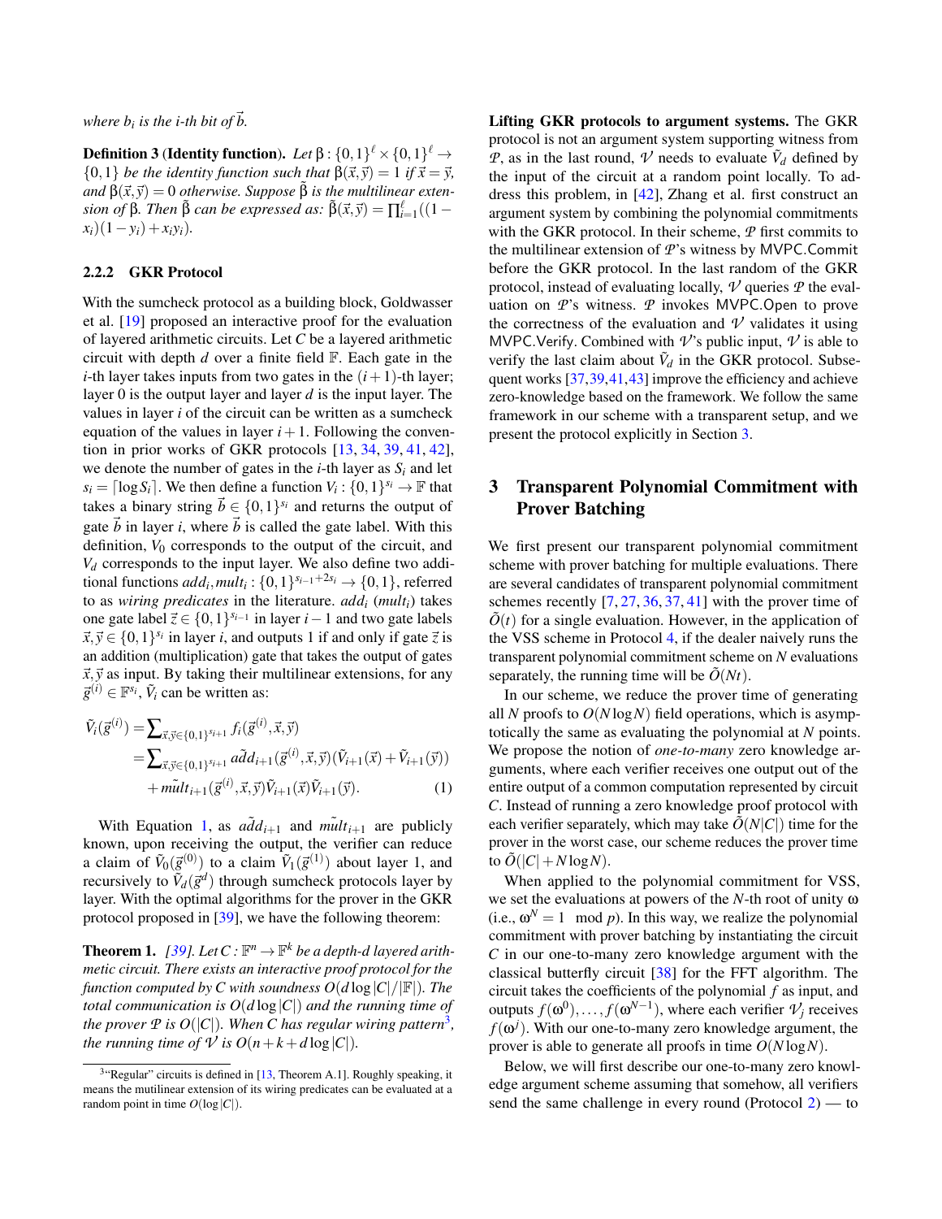where $b_i$ is the $i$-th bit of $\vec{b}$.

**Definition 3** (**Identity function**). *Let* $\beta : \{0,1\}^\ell \times \{0,1\}^\ell \to \{0,1\}$ *be the identity function such that* $\beta(\vec{x},\vec{y}) = 1$ *if* $\vec{x} = \vec{y}$, *and* $\beta(\vec{x},\vec{y}) = 0$ *otherwise. Suppose* $\tilde{\beta}$ *is the multilinear extension of* $\beta$. *Then* $\tilde{\beta}$ *can be expressed as:* $\tilde{\beta}(\vec{x},\vec{y}) = \prod_{i=1}^{\ell}((1-x_i)(1-y_i)+x_iy_i)$.

### 2.2.2 GKR Protocol

With the sumcheck protocol as a building block, Goldwasser et al. [19] proposed an interactive proof for the evaluation of layered arithmetic circuits. Let $C$ be a layered arithmetic circuit with depth $d$ over a finite field $\mathbb{F}$. Each gate in the $i$-th layer takes inputs from two gates in the $(i+1)$-th layer; layer 0 is the output layer and layer $d$ is the input layer. The values in layer $i$ of the circuit can be written as a sumcheck equation of the values in layer $i+1$. Following the convention in prior works of GKR protocols [13, 34, 39, 41, 42], we denote the number of gates in the $i$-th layer as $S_i$ and let $s_i = \lceil \log S_i \rceil$. We then define a function $V_i : \{0,1\}^{s_i} \to \mathbb{F}$ that takes a binary string $\vec{b} \in \{0,1\}^{s_i}$ and returns the output of gate $\vec{b}$ in layer $i$, where $\vec{b}$ is called the gate label. With this definition, $V_0$ corresponds to the output of the circuit, and $V_d$ corresponds to the input layer. We also define two additional functions $add_i, mult_i : \{0,1\}^{s_{i-1}+2s_i} \to \{0,1\}$, referred to as *wiring predicates* in the literature. $add_i$ ($mult_i$) takes one gate label $\vec{z} \in \{0,1\}^{s_{i-1}}$ in layer $i-1$ and two gate labels $\vec{x},\vec{y} \in \{0,1\}^{s_i}$ in layer $i$, and outputs 1 if and only if gate $\vec{z}$ is an addition (multiplication) gate that takes the output of gates $\vec{x},\vec{y}$ as input. By taking their multilinear extensions, for any $\vec{g}^{(i)} \in \mathbb{F}^{s_i}$, $\tilde{V}_i$ can be written as:

$$
\begin{aligned}
\tilde{V}_i(\vec{g}^{(i)}) &= \sum_{\vec{x},\vec{y}\in\{0,1\}^{s_{i+1}}} f_i(\vec{g}^{(i)},\vec{x},\vec{y}) \\
&= \sum_{\vec{x},\vec{y}\in\{0,1\}^{s_{i+1}}} \tilde{add}_{i+1}(\vec{g}^{(i)},\vec{x},\vec{y})(\tilde{V}_{i+1}(\vec{x})+\tilde{V}_{i+1}(\vec{y})) \\
&\quad + \tilde{mult}_{i+1}(\vec{g}^{(i)},\vec{x},\vec{y})\tilde{V}_{i+1}(\vec{x})\tilde{V}_{i+1}(\vec{y}). \qquad (1)
\end{aligned}
$$

With Equation 1, as $\tilde{add}_{i+1}$ and $\tilde{mult}_{i+1}$ are publicly known, upon receiving the output, the verifier can reduce a claim of $\tilde{V}_0(\vec{g}^{(0)})$ to a claim $\tilde{V}_1(\vec{g}^{(1)})$ about layer 1, and recursively to $\tilde{V}_d(\vec{g}^d)$ through sumcheck protocols layer by layer. With the optimal algorithms for the prover in the GKR protocol proposed in [39], we have the following theorem:

**Theorem 1.** *[39]. Let* $C : \mathbb{F}^n \to \mathbb{F}^k$ *be a depth-$d$ layered arithmetic circuit. There exists an interactive proof protocol for the function computed by* $C$ *with soundness* $O(d\log|C|/|\mathbb{F}|)$. *The total communication is* $O(d\log|C|)$ *and the running time of the prover* $\mathcal{P}$ *is* $O(|C|)$. *When* $C$ *has regular wiring pattern*[3], *the running time of* $\mathcal{V}$ *is* $O(n+k+d\log|C|)$.

[3] "Regular" circuits is defined in [13, Theorem A.1]. Roughly speaking, it means the mutilinear extension of its wiring predicates can be evaluated at a random point in time $O(\log|C|)$.

**Lifting GKR protocols to argument systems.** The GKR protocol is not an argument system supporting witness from $\mathcal{P}$, as in the last round, $\mathcal{V}$ needs to evaluate $\tilde{V}_d$ defined by the input of the circuit at a random point locally. To address this problem, in [42], Zhang et al. first construct an argument system by combining the polynomial commitments with the GKR protocol. In their scheme, $\mathcal{P}$ first commits to the multilinear extension of $\mathcal{P}$'s witness by MVPC.Commit before the GKR protocol. In the last random of the GKR protocol, instead of evaluating locally, $\mathcal{V}$ queries $\mathcal{P}$ the evaluation on $\mathcal{P}$'s witness. $\mathcal{P}$ invokes MVPC.Open to prove the correctness of the evaluation and $\mathcal{V}$ validates it using MVPC.Verify. Combined with $\mathcal{V}$'s public input, $\mathcal{V}$ is able to verify the last claim about $\tilde{V}_d$ in the GKR protocol. Subsequent works [37, 39, 41, 43] improve the efficiency and achieve zero-knowledge based on the framework. We follow the same framework in our scheme with a transparent setup, and we present the protocol explicitly in Section 3.

## 3 Transparent Polynomial Commitment with Prover Batching

We first present our transparent polynomial commitment scheme with prover batching for multiple evaluations. There are several candidates of transparent polynomial commitment schemes recently [7, 27, 36, 37, 41] with the prover time of $\tilde{O}(t)$ for a single evaluation. However, in the application of the VSS scheme in Protocol 4, if the dealer naively runs the transparent polynomial commitment scheme on $N$ evaluations separately, the running time will be $\tilde{O}(Nt)$.

In our scheme, we reduce the prover time of generating all $N$ proofs to $O(N\log N)$ field operations, which is asymptotically the same as evaluating the polynomial at $N$ points. We propose the notion of *one-to-many* zero knowledge arguments, where each verifier receives one output out of the entire output of a common computation represented by circuit $C$. Instead of running a zero knowledge proof protocol with each verifier separately, which may take $\tilde{O}(N|C|)$ time for the prover in the worst case, our scheme reduces the prover time to $\tilde{O}(|C|+N\log N)$.

When applied to the polynomial commitment for VSS, we set the evaluations at powers of the $N$-th root of unity $\omega$ (i.e., $\omega^N = 1 \mod p$). In this way, we realize the polynomial commitment with prover batching by instantiating the circuit $C$ in our one-to-many zero knowledge argument with the classical butterfly circuit [38] for the FFT algorithm. The circuit takes the coefficients of the polynomial $f$ as input, and outputs $f(\omega^0),\ldots,f(\omega^{N-1})$, where each verifier $\mathcal{V}_j$ receives $f(\omega^j)$. With our one-to-many zero knowledge argument, the prover is able to generate all proofs in time $O(N\log N)$.

Below, we will first describe our one-to-many zero knowledge argument scheme assuming that somehow, all verifiers send the same challenge in every round (Protocol 2) — to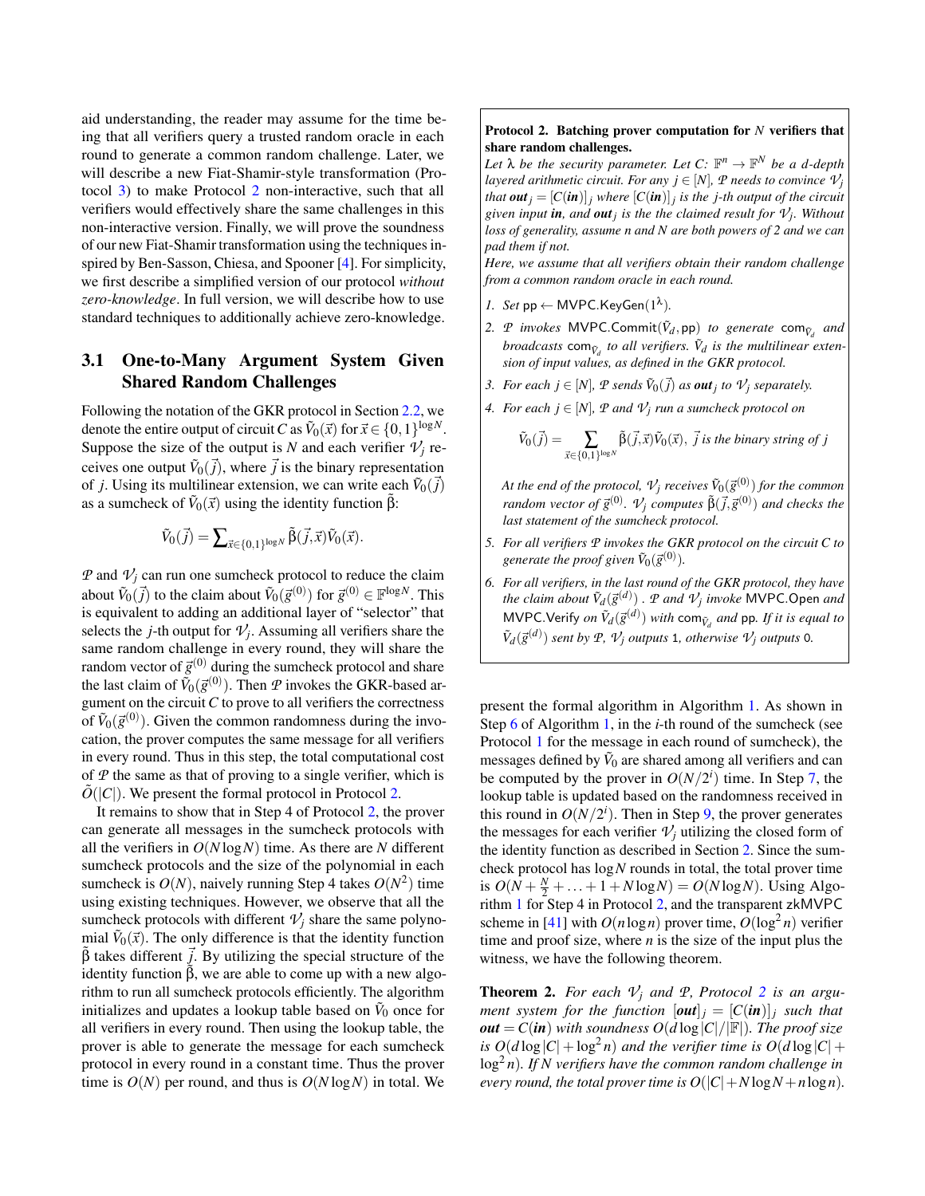aid understanding, the reader may assume for the time being that all verifiers query a trusted random oracle in each round to generate a common random challenge. Later, we will describe a new Fiat-Shamir-style transformation (Protocol 3) to make Protocol 2 non-interactive, such that all verifiers would effectively share the same challenges in this non-interactive version. Finally, we will prove the soundness of our new Fiat-Shamir transformation using the techniques inspired by Ben-Sasson, Chiesa, and Spooner [4]. For simplicity, we first describe a simplified version of our protocol *without zero-knowledge*. In full version, we will describe how to use standard techniques to additionally achieve zero-knowledge.

### 3.1 One-to-Many Argument System Given Shared Random Challenges

Following the notation of the GKR protocol in Section 2.2, we denote the entire output of circuit $C$ as $\tilde{V}_0(\vec{x})$ for $\vec{x} \in \{0,1\}^{\log N}$. Suppose the size of the output is $N$ and each verifier $\mathcal{V}_j$ receives one output $\tilde{V}_0(\vec{j})$, where $\vec{j}$ is the binary representation of $j$. Using its multilinear extension, we can write each $\tilde{V}_0(\vec{j})$ as a sumcheck of $\tilde{V}_0(\vec{x})$ using the identity function $\tilde{\beta}$:

$$\tilde{V}_0(\vec{j}) = \sum\nolimits_{\vec{x} \in \{0,1\}^{\log N}} \tilde{\beta}(\vec{j}, \vec{x}) \tilde{V}_0(\vec{x}).$$

$\mathcal{P}$ and $\mathcal{V}_j$ can run one sumcheck protocol to reduce the claim about $\tilde{V}_0(\vec{j})$ to the claim about $\tilde{V}_0(\vec{g}^{(0)})$ for $\vec{g}^{(0)} \in \mathbb{F}^{\log N}$. This is equivalent to adding an additional layer of "selector" that selects the $j$-th output for $\mathcal{V}_j$. Assuming all verifiers share the same random challenge in every round, they will share the random vector of $\vec{g}^{(0)}$ during the sumcheck protocol and share the last claim of $\tilde{V}_0(\vec{g}^{(0)})$. Then $\mathcal{P}$ invokes the GKR-based argument on the circuit $C$ to prove to all verifiers the correctness of $\tilde{V}_0(\vec{g}^{(0)})$. Given the common randomness during the invocation, the prover computes the same message for all verifiers in every round. Thus in this step, the total computational cost of $\mathcal{P}$ the same as that of proving to a single verifier, which is $\tilde{O}(|C|)$. We present the formal protocol in Protocol 2.

It remains to show that in Step 4 of Protocol 2, the prover can generate all messages in the sumcheck protocols with all the verifiers in $O(N \log N)$ time. As there are $N$ different sumcheck protocols and the size of the polynomial in each sumcheck is $O(N)$, naively running Step 4 takes $O(N^2)$ time using existing techniques. However, we observe that all the sumcheck protocols with different $\mathcal{V}_j$ share the same polynomial $\tilde{V}_0(\vec{x})$. The only difference is that the identity function $\tilde{\beta}$ takes different $\vec{j}$. By utilizing the special structure of the identity function $\tilde{\beta}$, we are able to come up with a new algorithm to run all sumcheck protocols efficiently. The algorithm initializes and updates a lookup table based on $\tilde{V}_0$ once for all verifiers in every round. Then using the lookup table, the prover is able to generate the message for each sumcheck protocol in every round in a constant time. Thus the prover time is $O(N)$ per round, and thus is $O(N \log N)$ in total. We present the formal algorithm in Algorithm 1. As shown in Step 6 of Algorithm 1, in the $i$-th round of the sumcheck (see Protocol 1 for the message in each round of sumcheck), the messages defined by $\tilde{V}_0$ are shared among all verifiers and can be computed by the prover in $O(N/2^i)$ time. In Step 7, the lookup table is updated based on the randomness received in this round in $O(N/2^i)$. Then in Step 9, the prover generates the messages for each verifier $\mathcal{V}_j$ utilizing the closed form of the identity function as described in Section 2. Since the sumcheck protocol has $\log N$ rounds in total, the total prover time is $O(N + \frac{N}{2} + \ldots + 1 + N \log N) = O(N \log N)$. Using Algorithm 1 for Step 4 in Protocol 2, and the transparent zkMVPC scheme in [41] with $O(n \log n)$ prover time, $O(\log^2 n)$ verifier time and proof size, where $n$ is the size of the input plus the witness, we have the following theorem.

---

**Protocol 2. Batching prover computation for $N$ verifiers that share random challenges.**

*Let $\lambda$ be the security parameter. Let $C$: $\mathbb{F}^n \to \mathbb{F}^N$ be a $d$-depth layered arithmetic circuit. For any $j \in [N]$, $\mathcal{P}$ needs to convince $\mathcal{V}_j$ that* $\boldsymbol{out}_j = [C(\boldsymbol{in})]_j$ *where* $[C(\boldsymbol{in})]_j$ *is the $j$-th output of the circuit given input* $\boldsymbol{in}$, *and* $\boldsymbol{out}_j$ *is the claimed result for $\mathcal{V}_j$. Without loss of generality, assume $n$ and $N$ are both powers of 2 and we can pad them if not.*

*Here, we assume that all verifiers obtain their random challenge from a common random oracle in each round.*

1. *Set* $\mathsf{pp} \leftarrow \mathsf{MVPC.KeyGen}(1^\lambda)$.
2. *$\mathcal{P}$ invokes* $\mathsf{MVPC.Commit}(\tilde{V}_d, \mathsf{pp})$ *to generate* $\mathsf{com}_{\tilde{V}_d}$ *and broadcasts* $\mathsf{com}_{\tilde{V}_d}$ *to all verifiers. $\tilde{V}_d$ is the multilinear extension of input values, as defined in the GKR protocol.*
3. *For each $j \in [N]$, $\mathcal{P}$ sends $\tilde{V}_0(\vec{j})$ as* $\boldsymbol{out}_j$ *to $\mathcal{V}_j$ separately.*
4. *For each $j \in [N]$, $\mathcal{P}$ and $\mathcal{V}_j$ run a sumcheck protocol on*

   $$\tilde{V}_0(\vec{j}) = \sum_{\vec{x} \in \{0,1\}^{\log N}} \tilde{\beta}(\vec{j}, \vec{x}) \tilde{V}_0(\vec{x}), \ \vec{j} \text{ is the binary string of } j$$

   *At the end of the protocol, $\mathcal{V}_j$ receives $\tilde{V}_0(\vec{g}^{(0)})$ for the common random vector of $\vec{g}^{(0)}$. $\mathcal{V}_j$ computes $\tilde{\beta}(\vec{j}, \vec{g}^{(0)})$ and checks the last statement of the sumcheck protocol.*
5. *For all verifiers $\mathcal{P}$ invokes the GKR protocol on the circuit $C$ to generate the proof given $\tilde{V}_0(\vec{g}^{(0)})$.*
6. *For all verifiers, in the last round of the GKR protocol, they have the claim about $\tilde{V}_d(\vec{g}^{(d)})$ . $\mathcal{P}$ and $\mathcal{V}_j$ invoke* $\mathsf{MVPC.Open}$ *and* $\mathsf{MVPC.Verify}$ *on $\tilde{V}_d(\vec{g}^{(d)})$ with* $\mathsf{com}_{\tilde{V}_d}$ *and* $\mathsf{pp}$. *If it is equal to $\tilde{V}_d(\vec{g}^{(d)})$ sent by $\mathcal{P}$, $\mathcal{V}_j$ outputs* 1, *otherwise $\mathcal{V}_j$ outputs* 0.

---

**Theorem 2.** *For each $\mathcal{V}_j$ and $\mathcal{P}$, Protocol 2 is an argument system for the function* $[\boldsymbol{out}]_j = [C(\boldsymbol{in})]_j$ *such that* $\boldsymbol{out} = C(\boldsymbol{in})$ *with soundness $O(d \log |C|/|\mathbb{F}|)$. The proof size is $O(d \log |C| + \log^2 n)$ and the verifier time is $O(d \log |C| + \log^2 n)$. If $N$ verifiers have the common random challenge in every round, the total prover time is $O(|C| + N \log N + n \log n)$.*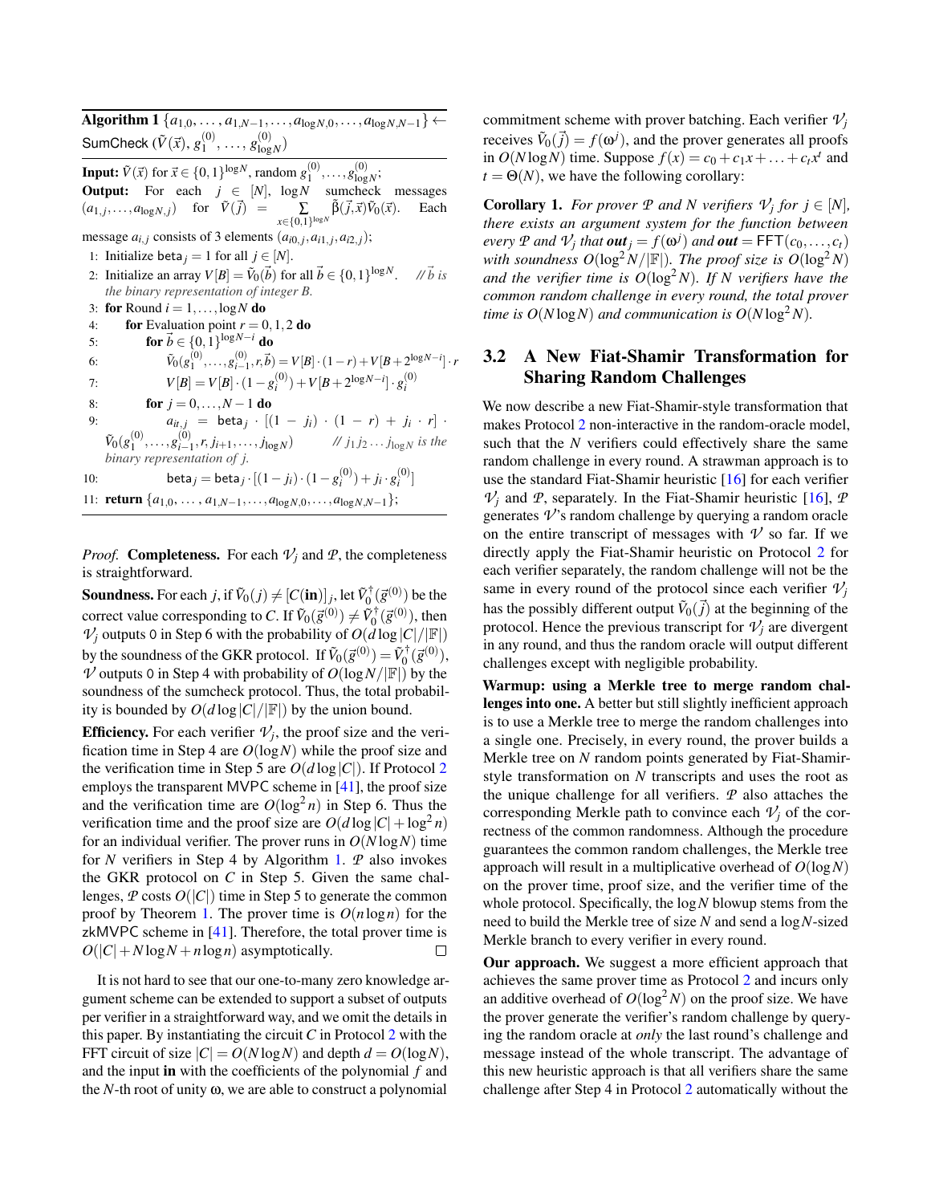**Algorithm 1** $\{a_{1,0},\ldots,a_{1,N-1},\ldots,a_{\log N,0},\ldots,a_{\log N,N-1}\} \leftarrow$ $\mathsf{SumCheck}\ (\tilde{V}(\vec{x}), g_1^{(0)}, \ldots, g_{\log N}^{(0)})$

**Input:** $\tilde{V}(\vec{x})$ for $\vec{x} \in \{0,1\}^{\log N}$, random $g_1^{(0)},\ldots,g_{\log N}^{(0)}$;

**Output:** For each $j \in [N]$, $\log N$ sumcheck messages $(a_{1,j},\ldots,a_{\log N,j})$ for $\tilde{V}(\vec{j}) = \sum_{x\in\{0,1\}^{\log N}} \tilde{\beta}(\vec{j},\vec{x})\tilde{V}_0(\vec{x})$. Each message $a_{i,j}$ consists of 3 elements $(a_{i0,j}, a_{i1,j}, a_{i2,j})$;

1: Initialize $\mathsf{beta}_j = 1$ for all $j \in [N]$.

2: Initialize an array $V[B] = \tilde{V}_0(\vec{b})$ for all $\vec{b} \in \{0,1\}^{\log N}$. // $\vec{b}$ is the binary representation of integer $B$.

3: **for** Round $i = 1,\ldots,\log N$ **do**

4: &nbsp;&nbsp;&nbsp;&nbsp;**for** Evaluation point $r = 0,1,2$ **do**

5: &nbsp;&nbsp;&nbsp;&nbsp;&nbsp;&nbsp;&nbsp;&nbsp;**for** $\vec{b} \in \{0,1\}^{\log N - i}$ **do**

6: &nbsp;&nbsp;&nbsp;&nbsp;&nbsp;&nbsp;&nbsp;&nbsp;&nbsp;&nbsp;&nbsp;&nbsp;$\tilde{V}_0(g_1^{(0)},\ldots,g_{i-1}^{(0)},r,\vec{b}) = V[B]\cdot(1-r) + V[B+2^{\log N-i}]\cdot r$

7: &nbsp;&nbsp;&nbsp;&nbsp;&nbsp;&nbsp;&nbsp;&nbsp;&nbsp;&nbsp;&nbsp;&nbsp;$V[B] = V[B]\cdot(1-g_i^{(0)}) + V[B+2^{\log N-i}]\cdot g_i^{(0)}$

8: &nbsp;&nbsp;&nbsp;&nbsp;&nbsp;&nbsp;&nbsp;&nbsp;**for** $j = 0,\ldots,N-1$ **do**

9: &nbsp;&nbsp;&nbsp;&nbsp;&nbsp;&nbsp;&nbsp;&nbsp;&nbsp;&nbsp;&nbsp;&nbsp;$a_{ir,j} = \mathsf{beta}_j \cdot [(1-j_i)\cdot(1-r) + j_i\cdot r] \cdot \tilde{V}_0(g_1^{(0)},\ldots,g_{i-1}^{(0)},r,j_{i+1},\ldots,j_{\log N})$ // $j_1 j_2 \ldots j_{\log N}$ is the binary representation of $j$.

10: &nbsp;&nbsp;&nbsp;&nbsp;&nbsp;&nbsp;&nbsp;&nbsp;&nbsp;&nbsp;&nbsp;&nbsp;$\mathsf{beta}_j = \mathsf{beta}_j \cdot [(1-j_i)\cdot(1-g_i^{(0)}) + j_i \cdot g_i^{(0)}]$

11: **return** $\{a_{1,0},\ldots,a_{1,N-1},\ldots,a_{\log N,0},\ldots,a_{\log N,N-1}\}$;

*Proof.* **Completeness.** For each $\mathcal{V}_j$ and $\mathcal{P}$, the completeness is straightforward.

**Soundness.** For each $j$, if $\tilde{V}_0(j) \neq [C(\mathbf{in})]_j$, let $\tilde{V}_0^\dagger(\vec{g}^{(0)})$ be the correct value corresponding to $C$. If $\tilde{V}_0(\vec{g}^{(0)}) \neq \tilde{V}_0^\dagger(\vec{g}^{(0)})$, then $\mathcal{V}_j$ outputs 0 in Step 6 with the probability of $O(d\log|C|/|\mathbb{F}|)$ by the soundness of the GKR protocol. If $\tilde{V}_0(\vec{g}^{(0)}) = \tilde{V}_0^\dagger(\vec{g}^{(0)})$, $\mathcal{V}$ outputs 0 in Step 4 with probability of $O(\log N/|\mathbb{F}|)$ by the soundness of the sumcheck protocol. Thus, the total probability is bounded by $O(d\log|C|/|\mathbb{F}|)$ by the union bound.

**Efficiency.** For each verifier $\mathcal{V}_j$, the proof size and the verification time in Step 4 are $O(\log N)$ while the proof size and the verification time in Step 5 are $O(d\log|C|)$. If Protocol 2 employs the transparent MVPC scheme in [41], the proof size and the verification time are $O(\log^2 n)$ in Step 6. Thus the verification time and the proof size are $O(d\log|C| + \log^2 n)$ for an individual verifier. The prover runs in $O(N\log N)$ time for $N$ verifiers in Step 4 by Algorithm 1. $\mathcal{P}$ also invokes the GKR protocol on $C$ in Step 5. Given the same challenges, $\mathcal{P}$ costs $O(|C|)$ time in Step 5 to generate the common proof by Theorem 1. The prover time is $O(n\log n)$ for the zkMVPC scheme in [41]. Therefore, the total prover time is $O(|C| + N\log N + n\log n)$ asymptotically. $\square$

It is not hard to see that our one-to-many zero knowledge argument scheme can be extended to support a subset of outputs per verifier in a straightforward way, and we omit the details in this paper. By instantiating the circuit $C$ in Protocol 2 with the FFT circuit of size $|C| = O(N\log N)$ and depth $d = O(\log N)$, and the input **in** with the coefficients of the polynomial $f$ and the $N$-th root of unity $\omega$, we are able to construct a polynomial commitment scheme with prover batching. Each verifier $\mathcal{V}_j$ receives $\tilde{V}_0(\vec{j}) = f(\omega^j)$, and the prover generates all proofs in $O(N\log N)$ time. Suppose $f(x) = c_0 + c_1 x + \ldots + c_t x^t$ and $t = \Theta(N)$, we have the following corollary:

**Corollary 1.** *For prover $\mathcal{P}$ and $N$ verifiers $\mathcal{V}_j$ for $j \in [N]$, there exists an argument system for the function between every $\mathcal{P}$ and $\mathcal{V}_j$ that **out**$_j = f(\omega^j)$ and **out** $= \mathsf{FFT}(c_0,\ldots,c_t)$ with soundness $O(\log^2 N/|\mathbb{F}|)$. The proof size is $O(\log^2 N)$ and the verifier time is $O(\log^2 N)$. If $N$ verifiers have the common random challenge in every round, the total prover time is $O(N\log N)$ and communication is $O(N\log^2 N)$.*

### 3.2 A New Fiat-Shamir Transformation for Sharing Random Challenges

We now describe a new Fiat-Shamir-style transformation that makes Protocol 2 non-interactive in the random-oracle model, such that the $N$ verifiers could effectively share the same random challenge in every round. A strawman approach is to use the standard Fiat-Shamir heuristic [16] for each verifier $\mathcal{V}_j$ and $\mathcal{P}$, separately. In the Fiat-Shamir heuristic [16], $\mathcal{P}$ generates $\mathcal{V}$'s random challenge by querying a random oracle on the entire transcript of messages with $\mathcal{V}$ so far. If we directly apply the Fiat-Shamir heuristic on Protocol 2 for each verifier separately, the random challenge will not be the same in every round of the protocol since each verifier $\mathcal{V}_j$ has the possibly different output $\tilde{V}_0(\vec{j})$ at the beginning of the protocol. Hence the previous transcript for $\mathcal{V}_j$ are divergent in any round, and thus the random oracle will output different challenges except with negligible probability.

**Warmup: using a Merkle tree to merge random challenges into one.** A better but still slightly inefficient approach is to use a Merkle tree to merge the random challenges into a single one. Precisely, in every round, the prover builds a Merkle tree on $N$ random points generated by Fiat-Shamir-style transformation on $N$ transcripts and uses the root as the unique challenge for all verifiers. $\mathcal{P}$ also attaches the corresponding Merkle path to convince each $\mathcal{V}_j$ of the correctness of the common randomness. Although the procedure guarantees the common random challenges, the Merkle tree approach will result in a multiplicative overhead of $O(\log N)$ on the prover time, proof size, and the verifier time of the whole protocol. Specifically, the $\log N$ blowup stems from the need to build the Merkle tree of size $N$ and send a $\log N$-sized Merkle branch to every verifier in every round.

**Our approach.** We suggest a more efficient approach that achieves the same prover time as Protocol 2 and incurs only an additive overhead of $O(\log^2 N)$ on the proof size. We have the prover generate the verifier's random challenge by querying the random oracle at *only* the last round's challenge and message instead of the whole transcript. The advantage of this new heuristic approach is that all verifiers share the same challenge after Step 4 in Protocol 2 automatically without the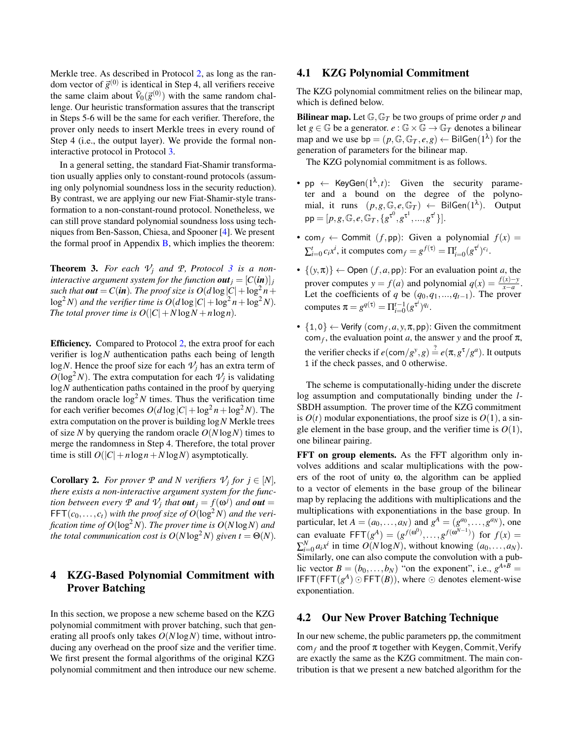Merkle tree. As described in Protocol 2, as long as the random vector of $\vec{g}^{(0)}$ is identical in Step 4, all verifiers receive the same claim about $\tilde{V}_0(\vec{g}^{(0)})$ with the same random challenge. Our heuristic transformation assures that the transcript in Steps 5-6 will be the same for each verifier. Therefore, the prover only needs to insert Merkle trees in every round of Step 4 (i.e., the output layer). We provide the formal non-interactive protocol in Protocol 3.

In a general setting, the standard Fiat-Shamir transformation usually applies only to constant-round protocols (assuming only polynomial soundness loss in the security reduction). By contrast, we are applying our new Fiat-Shamir-style transformation to a non-constant-round protocol. Nonetheless, we can still prove standard polynomial soundness loss using techniques from Ben-Sasson, Chiesa, and Spooner [4]. We present the formal proof in Appendix B, which implies the theorem:

**Theorem 3.** *For each $\mathcal{V}_j$ and $\mathcal{P}$, Protocol 3 is a non-interactive argument system for the function $\textbf{out}_j = [C(\textbf{in})]_j$ such that $\textbf{out} = C(\textbf{in})$. The proof size is $O(d\log|C| + \log^2 n + \log^2 N)$ and the verifier time is $O(d\log|C| + \log^2 n + \log^2 N)$. The total prover time is $O(|C| + N\log N + n\log n)$.*

**Efficiency.** Compared to Protocol 2, the extra proof for each verifier is $\log N$ authentication paths each being of length $\log N$. Hence the proof size for each $\mathcal{V}_j$ has an extra term of $O(\log^2 N)$. The extra computation for each $\mathcal{V}_j$ is validating $\log N$ authentication paths contained in the proof by querying the random oracle $\log^2 N$ times. Thus the verification time for each verifier becomes $O(d\log|C| + \log^2 n + \log^2 N)$. The extra computation on the prover is building $\log N$ Merkle trees of size $N$ by querying the random oracle $O(N\log N)$ times to merge the randomness in Step 4. Therefore, the total prover time is still $O(|C| + n\log n + N\log N)$ asymptotically.

**Corollary 2.** *For prover $\mathcal{P}$ and $N$ verifiers $\mathcal{V}_j$ for $j \in [N]$, there exists a non-interactive argument system for the function between every $\mathcal{P}$ and $\mathcal{V}_j$ that $\textbf{out}_j = f(\omega^j)$ and $\textbf{out} = \mathsf{FFT}(c_0, \ldots, c_t)$ with the proof size of $O(\log^2 N)$ and the verification time of $O(\log^2 N)$. The prover time is $O(N\log N)$ and the total communication cost is $O(N\log^2 N)$ given $t = \Theta(N)$.*

# 4 KZG-Based Polynomial Commitment with Prover Batching

In this section, we propose a new scheme based on the KZG polynomial commitment with prover batching, such that generating all proofs only takes $O(N\log N)$ time, without introducing any overhead on the proof size and the verifier time. We first present the formal algorithms of the original KZG polynomial commitment and then introduce our new scheme.

## 4.1 KZG Polynomial Commitment

The KZG polynomial commitment relies on the bilinear map, which is defined below.

**Bilinear map.** Let $\mathbb{G}, \mathbb{G}_T$ be two groups of prime order $p$ and let $g \in \mathbb{G}$ be a generator. $e : \mathbb{G} \times \mathbb{G} \to \mathbb{G}_T$ denotes a bilinear map and we use $\mathsf{bp} = (p, \mathbb{G}, \mathbb{G}_T, e, g) \leftarrow \mathsf{BilGen}(1^\lambda)$ for the generation of parameters for the bilinear map.

The KZG polynomial commitment is as follows.

- $\mathsf{pp} \leftarrow \mathsf{KeyGen}(1^\lambda, t)$: Given the security parameter and a bound on the degree of the polynomial, it runs $(p, g, \mathbb{G}, e, \mathbb{G}_T) \leftarrow \mathsf{BilGen}(1^\lambda)$. Output $\mathsf{pp} = [p, g, \mathbb{G}, e, \mathbb{G}_T, \{g^{\tau^0}, g^{\tau^1}, \ldots, g^{\tau^t}\}]$.
- $\mathsf{com}_f \leftarrow \mathsf{Commit}\ (f, \mathsf{pp})$: Given a polynomial $f(x) = \sum_{i=0}^{t} c_i x^i$, it computes $\mathsf{com}_f = g^{f(\tau)} = \Pi_{i=0}^{t}(g^{\tau^i})^{c_i}$.
- $\{(y, \pi)\} \leftarrow \mathsf{Open}\ (f, a, \mathsf{pp})$: For an evaluation point $a$, the prover computes $y = f(a)$ and polynomial $q(x) = \frac{f(x) - y}{x - a}$. Let the coefficients of $q$ be $(q_0, q_1, \ldots, q_{t-1})$. The prover computes $\pi = g^{q(\tau)} = \Pi_{i=0}^{t-1}(g^{\tau^i})^{q_i}$.
- $\{1, 0\} \leftarrow \mathsf{Verify}\ (\mathsf{com}_f, a, y, \pi, \mathsf{pp})$: Given the commitment $\mathsf{com}_f$, the evaluation point $a$, the answer $y$ and the proof $\pi$, the verifier checks if $e(\mathsf{com}/g^y, g) \stackrel{?}{=} e(\pi, g^\tau/g^a)$. It outputs 1 if the check passes, and 0 otherwise.

The scheme is computationally-hiding under the discrete log assumption and computationally binding under the $l$-SBDH assumption. The prover time of the KZG commitment is $O(t)$ modular exponentiations, the proof size is $O(1)$, a single element in the base group, and the verifier time is $O(1)$, one bilinear pairing.

**FFT on group elements.** As the FFT algorithm only involves additions and scalar multiplications with the powers of the root of unity $\omega$, the algorithm can be applied to a vector of elements in the base group of the bilinear map by replacing the additions with multiplications and the multiplications with exponentiations in the base group. In particular, let $A = (a_0, \ldots, a_N)$ and $g^A = (g^{a_0}, \ldots, g^{a_N})$, one can evaluate $\mathsf{FFT}(g^A) = (g^{f(\omega^0)}, \ldots, g^{f(\omega^{N-1})})$ for $f(x) = \sum_{i=0}^{N} a_i x^i$ in time $O(N\log N)$, without knowing $(a_0, \ldots, a_N)$. Similarly, one can also compute the convolution with a public vector $B = (b_0, \ldots, b_N)$ "on the exponent", i.e., $g^{A*B} = \mathsf{IFFT}(\mathsf{FFT}(g^A) \odot \mathsf{FFT}(B))$, where $\odot$ denotes element-wise exponentiation.

## 4.2 Our New Prover Batching Technique

In our new scheme, the public parameters $\mathsf{pp}$, the commitment $\mathsf{com}_f$ and the proof $\pi$ together with $\mathsf{Keygen}, \mathsf{Commit}, \mathsf{Verify}$ are exactly the same as the KZG commitment. The main contribution is that we present a new batched algorithm for the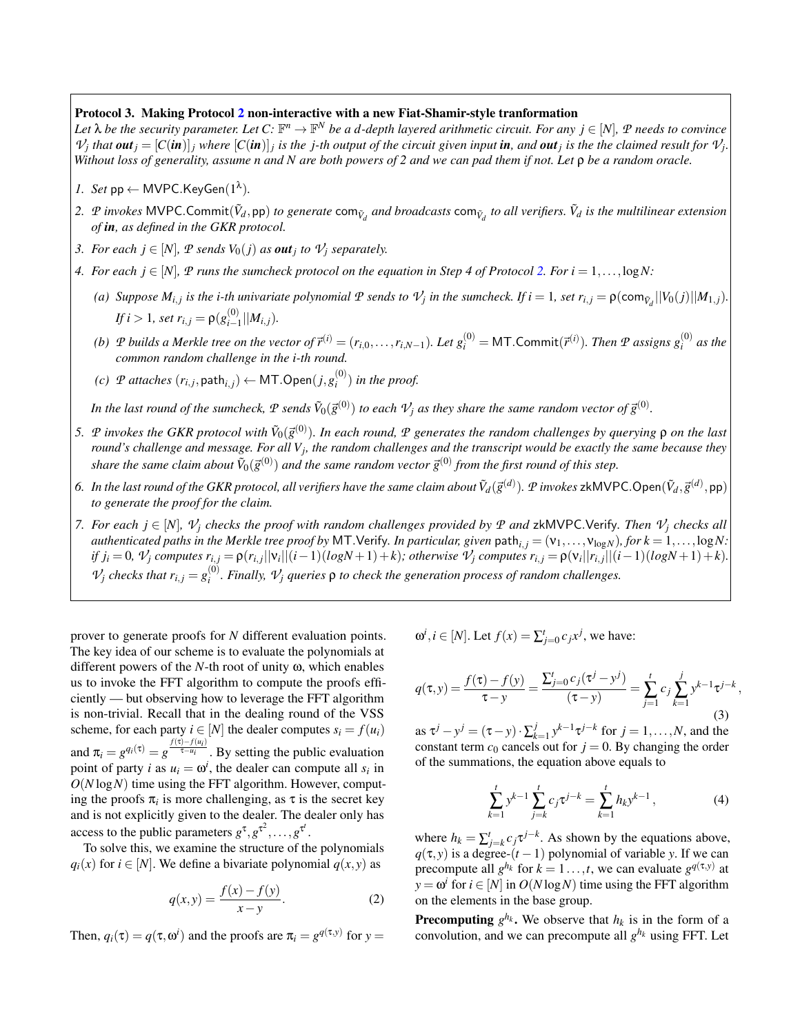**Protocol 3. Making Protocol 2 non-interactive with a new Fiat-Shamir-style tranformation**

*Let $\lambda$ be the security parameter. Let $C\colon \mathbb{F}^n \to \mathbb{F}^N$ be a $d$-depth layered arithmetic circuit. For any $j \in [N]$, $\mathcal{P}$ needs to convince $\mathcal{V}_j$ that $\boldsymbol{out}_j = [C(\boldsymbol{in})]_j$ where $[C(\boldsymbol{in})]_j$ is the $j$-th output of the circuit given input $\boldsymbol{in}$, and $\boldsymbol{out}_j$ is the the claimed result for $\mathcal{V}_j$. Without loss of generality, assume $n$ and $N$ are both powers of 2 and we can pad them if not. Let $\rho$ be a random oracle.*

1. *Set* $\mathsf{pp} \leftarrow \mathsf{MVPC.KeyGen}(1^\lambda)$.
2. *$\mathcal{P}$ invokes $\mathsf{MVPC.Commit}(\tilde{V}_d, \mathsf{pp})$ to generate $\mathsf{com}_{\tilde{V}_d}$ and broadcasts $\mathsf{com}_{\tilde{V}_d}$ to all verifiers. $\tilde{V}_d$ is the multilinear extension of $\boldsymbol{in}$, as defined in the GKR protocol.*
3. *For each $j \in [N]$, $\mathcal{P}$ sends $V_0(j)$ as $\boldsymbol{out}_j$ to $\mathcal{V}_j$ separately.*
4. *For each $j \in [N]$, $\mathcal{P}$ runs the sumcheck protocol on the equation in Step 4 of Protocol 2. For $i = 1, \ldots, \log N$:*
   - (a) *Suppose $M_{i,j}$ is the $i$-th univariate polynomial $\mathcal{P}$ sends to $\mathcal{V}_j$ in the sumcheck. If $i = 1$, set $r_{i,j} = \rho(\mathsf{com}_{\tilde{V}_d} || V_0(j) || M_{1,j})$. If $i > 1$, set $r_{i,j} = \rho(g^{(0)}_{i-1} || M_{i,j})$.*
   - (b) *$\mathcal{P}$ builds a Merkle tree on the vector of $\vec{r}^{(i)} = (r_{i,0}, \ldots, r_{i,N-1})$. Let $g^{(0)}_i = \mathsf{MT.Commit}(\vec{r}^{(i)})$. Then $\mathcal{P}$ assigns $g^{(0)}_i$ as the common random challenge in the $i$-th round.*
   - (c) *$\mathcal{P}$ attaches $(r_{i,j}, \mathsf{path}_{i,j}) \leftarrow \mathsf{MT.Open}(j, g^{(0)}_i)$ in the proof.*

   *In the last round of the sumcheck, $\mathcal{P}$ sends $\tilde{V}_0(\vec{g}^{(0)})$ to each $\mathcal{V}_j$ as they share the same random vector of $\vec{g}^{(0)}$.*
5. *$\mathcal{P}$ invokes the GKR protocol with $\tilde{V}_0(\vec{g}^{(0)})$. In each round, $\mathcal{P}$ generates the random challenges by querying $\rho$ on the last round's challenge and message. For all $V_j$, the random challenges and the transcript would be exactly the same because they share the same claim about $\tilde{V}_0(\vec{g}^{(0)})$ and the same random vector $\vec{g}^{(0)}$ from the first round of this step.*
6. *In the last round of the GKR protocol, all verifiers have the same claim about $\tilde{V}_d(\vec{g}^{(d)})$. $\mathcal{P}$ invokes $\mathsf{zkMVPC.Open}(\tilde{V}_d, \vec{g}^{(d)}, \mathsf{pp})$ to generate the proof for the claim.*
7. *For each $j \in [N]$, $\mathcal{V}_j$ checks the proof with random challenges provided by $\mathcal{P}$ and $\mathsf{zkMVPC.Verify}$. Then $\mathcal{V}_j$ checks all authenticated paths in the Merkle tree proof by $\mathsf{MT.Verify}$. In particular, given $\mathsf{path}_{i,j} = (\nu_1, \ldots, \nu_{\log N})$, for $k = 1, \ldots, \log N$: if $j_i = 0$, $\mathcal{V}_j$ computes $r_{i,j} = \rho(r_{i,j} || \nu_i || (i-1)(\log N + 1) + k)$; otherwise $\mathcal{V}_j$ computes $r_{i,j} = \rho(\nu_i || r_{i,j} || (i-1)(\log N + 1) + k)$. $\mathcal{V}_j$ checks that $r_{i,j} = g^{(0)}_i$. Finally, $\mathcal{V}_j$ queries $\rho$ to check the generation process of random challenges.*

prover to generate proofs for $N$ different evaluation points. The key idea of our scheme is to evaluate the polynomials at different powers of the $N$-th root of unity $\omega$, which enables us to invoke the FFT algorithm to compute the proofs efficiently — but observing how to leverage the FFT algorithm is non-trivial. Recall that in the dealing round of the VSS scheme, for each party $i \in [N]$ the dealer computes $s_i = f(u_i)$ and $\pi_i = g^{q_i(\tau)} = g^{\frac{f(\tau)-f(u_i)}{\tau - u_i}}$. By setting the public evaluation point of party $i$ as $u_i = \omega^i$, the dealer can compute all $s_i$ in $O(N \log N)$ time using the FFT algorithm. However, computing the proofs $\pi_i$ is more challenging, as $\tau$ is the secret key and is not explicitly given to the dealer. The dealer only has access to the public parameters $g^\tau, g^{\tau^2}, \ldots, g^{\tau^t}$.

To solve this, we examine the structure of the polynomials $q_i(x)$ for $i \in [N]$. We define a bivariate polynomial $q(x,y)$ as

$$q(x,y) = \frac{f(x) - f(y)}{x - y}. \tag{2}$$

Then, $q_i(\tau) = q(\tau, \omega^i)$ and the proofs are $\pi_i = g^{q(\tau,y)}$ for $y = \omega^i, i \in [N]$. Let $f(x) = \sum_{j=0}^{t} c_j x^j$, we have:

$$q(\tau,y) = \frac{f(\tau) - f(y)}{\tau - y} = \frac{\sum_{j=0}^{t} c_j(\tau^j - y^j)}{(\tau - y)} = \sum_{j=1}^{t} c_j \sum_{k=1}^{j} y^{k-1}\tau^{j-k}, \tag{3}$$

as $\tau^j - y^j = (\tau - y) \cdot \sum_{k=1}^{j} y^{k-1}\tau^{j-k}$ for $j = 1, \ldots, N$, and the constant term $c_0$ cancels out for $j = 0$. By changing the order of the summations, the equation above equals to

$$\sum_{k=1}^{t} y^{k-1} \sum_{j=k}^{t} c_j \tau^{j-k} = \sum_{k=1}^{t} h_k y^{k-1}, \tag{4}$$

where $h_k = \sum_{j=k}^{t} c_j \tau^{j-k}$. As shown by the equations above, $q(\tau, y)$ is a degree-$(t-1)$ polynomial of variable $y$. If we can precompute all $g^{h_k}$ for $k = 1 \ldots, t$, we can evaluate $g^{q(\tau,y)}$ at $y = \omega^i$ for $i \in [N]$ in $O(N \log N)$ time using the FFT algorithm on the elements in the base group.

**Precomputing $g^{h_k}$.** We observe that $h_k$ is in the form of a convolution, and we can precompute all $g^{h_k}$ using FFT. Let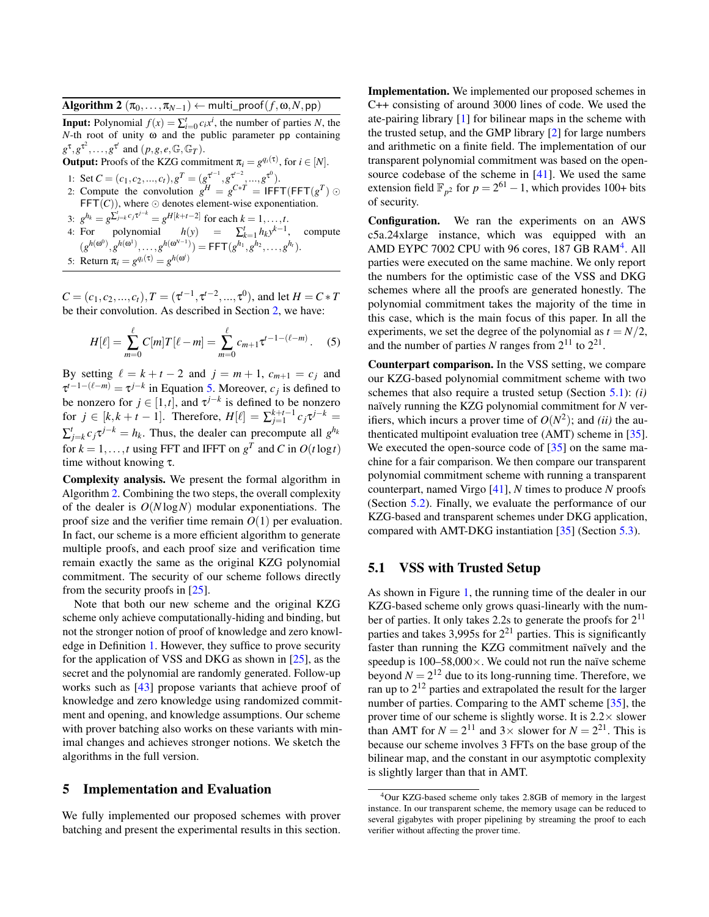**Algorithm 2** $(\pi_0, \ldots, \pi_{N-1}) \leftarrow \mathsf{multi\_proof}(f, \omega, N, \mathsf{pp})$

**Input:** Polynomial $f(x) = \sum_{i=0}^{t} c_i x^i$, the number of parties $N$, the $N$-th root of unity $\omega$ and the public parameter $\mathsf{pp}$ containing $g^{\tau}, g^{\tau^2}, \ldots, g^{\tau^t}$ and $(p, g, e, \mathbb{G}, \mathbb{G}_T)$.

**Output:** Proofs of the KZG commitment $\pi_i = g^{q_i(\tau)}$, for $i \in [N]$.

1: Set $C = (c_1, c_2, ..., c_t), g^T = (g^{\tau^{t-1}}, g^{\tau^{t-2}}, ..., g^{\tau^0})$.
2: Compute the convolution $g^H = g^{C*T} = \mathsf{IFFT}(\mathsf{FFT}(g^T) \odot \mathsf{FFT}(C))$, where $\odot$ denotes element-wise exponentiation.
3: $g^{h_k} = g^{\sum_{j=k}^{t} c_j \tau^{j-k}} = g^{H[k+t-2]}$ for each $k = 1, \ldots, t$.
4: For polynomial $h(y) = \sum_{k=1}^{t} h_k y^{k-1}$, compute $(g^{h(\omega^0)}, g^{h(\omega^1)}, \ldots, g^{h(\omega^{N-1})}) = \mathsf{FFT}(g^{h_1}, g^{h_2}, \ldots, g^{h_t})$.
5: Return $\pi_i = g^{q_i(\tau)} = g^{h(\omega^i)}$

$C = (c_1, c_2, ..., c_t), T = (\tau^{t-1}, \tau^{t-2}, ..., \tau^0)$, and let $H = C * T$ be their convolution. As described in Section 2, we have:

$$H[\ell] = \sum_{m=0}^{\ell} C[m]T[\ell - m] = \sum_{m=0}^{\ell} c_{m+1}\tau^{t-1-(\ell-m)}. \quad (5)$$

By setting $\ell = k+t-2$ and $j = m+1$, $c_{m+1} = c_j$ and $\tau^{t-1-(\ell-m)} = \tau^{j-k}$ in Equation 5. Moreover, $c_j$ is defined to be nonzero for $j \in [1,t]$, and $\tau^{j-k}$ is defined to be nonzero for $j \in [k, k+t-1]$. Therefore, $H[\ell] = \sum_{j=1}^{k+t-1} c_j \tau^{j-k} = \sum_{j=k}^{t} c_j \tau^{j-k} = h_k$. Thus, the dealer can precompute all $g^{h_k}$ for $k = 1, \ldots, t$ using FFT and IFFT on $g^T$ and $C$ in $O(t \log t)$ time without knowing $\tau$.

**Complexity analysis.** We present the formal algorithm in Algorithm 2. Combining the two steps, the overall complexity of the dealer is $O(N \log N)$ modular exponentiations. The proof size and the verifier time remain $O(1)$ per evaluation. In fact, our scheme is a more efficient algorithm to generate multiple proofs, and each proof size and verification time remain exactly the same as the original KZG polynomial commitment. The security of our scheme follows directly from the security proofs in [25].

Note that both our new scheme and the original KZG scheme only achieve computationally-hiding and binding, but not the stronger notion of proof of knowledge and zero knowledge in Definition 1. However, they suffice to prove security for the application of VSS and DKG as shown in [25], as the secret and the polynomial are randomly generated. Follow-up works such as [43] propose variants that achieve proof of knowledge and zero knowledge using randomized commitment and opening, and knowledge assumptions. Our scheme with prover batching also works on these variants with minimal changes and achieves stronger notions. We sketch the algorithms in the full version.

## 5 Implementation and Evaluation

We fully implemented our proposed schemes with prover batching and present the experimental results in this section.

**Implementation.** We implemented our proposed schemes in C++ consisting of around 3000 lines of code. We used the ate-pairing library [1] for bilinear maps in the scheme with the trusted setup, and the GMP library [2] for large numbers and arithmetic on a finite field. The implementation of our transparent polynomial commitment was based on the open-source codebase of the scheme in [41]. We used the same extension field $\mathbb{F}_{p^2}$ for $p = 2^{61} - 1$, which provides 100+ bits of security.

**Configuration.** We ran the experiments on an AWS c5a.24xlarge instance, which was equipped with an AMD EYPC 7002 CPU with 96 cores, 187 GB RAM[4]. All parties were executed on the same machine. We only report the numbers for the optimistic case of the VSS and DKG schemes where all the proofs are generated honestly. The polynomial commitment takes the majority of the time in this case, which is the main focus of this paper. In all the experiments, we set the degree of the polynomial as $t = N/2$, and the number of parties $N$ ranges from $2^{11}$ to $2^{21}$.

**Counterpart comparison.** In the VSS setting, we compare our KZG-based polynomial commitment scheme with two schemes that also require a trusted setup (Section 5.1): *(i)* naïvely running the KZG polynomial commitment for $N$ verifiers, which incurs a prover time of $O(N^2)$; and *(ii)* the authenticated multipoint evaluation tree (AMT) scheme in [35]. We executed the open-source code of [35] on the same machine for a fair comparison. We then compare our transparent polynomial commitment scheme with running a transparent counterpart, named Virgo [41], $N$ times to produce $N$ proofs (Section 5.2). Finally, we evaluate the performance of our KZG-based and transparent schemes under DKG application, compared with AMT-DKG instantiation [35] (Section 5.3).

### 5.1 VSS with Trusted Setup

As shown in Figure 1, the running time of the dealer in our KZG-based scheme only grows quasi-linearly with the number of parties. It only takes 2.2s to generate the proofs for $2^{11}$ parties and takes 3,995s for $2^{21}$ parties. This is significantly faster than running the KZG commitment naïvely and the speedup is 100–58,000×. We could not run the naïve scheme beyond $N = 2^{12}$ due to its long-running time. Therefore, we ran up to $2^{12}$ parties and extrapolated the result for the larger number of parties. Comparing to the AMT scheme [35], the prover time of our scheme is slightly worse. It is 2.2× slower than AMT for $N = 2^{11}$ and 3× slower for $N = 2^{21}$. This is because our scheme involves 3 FFTs on the base group of the bilinear map, and the constant in our asymptotic complexity is slightly larger than that in AMT.

[4] Our KZG-based scheme only takes 2.8GB of memory in the largest instance. In our transparent scheme, the memory usage can be reduced to several gigabytes with proper pipelining by streaming the proof to each verifier without affecting the prover time.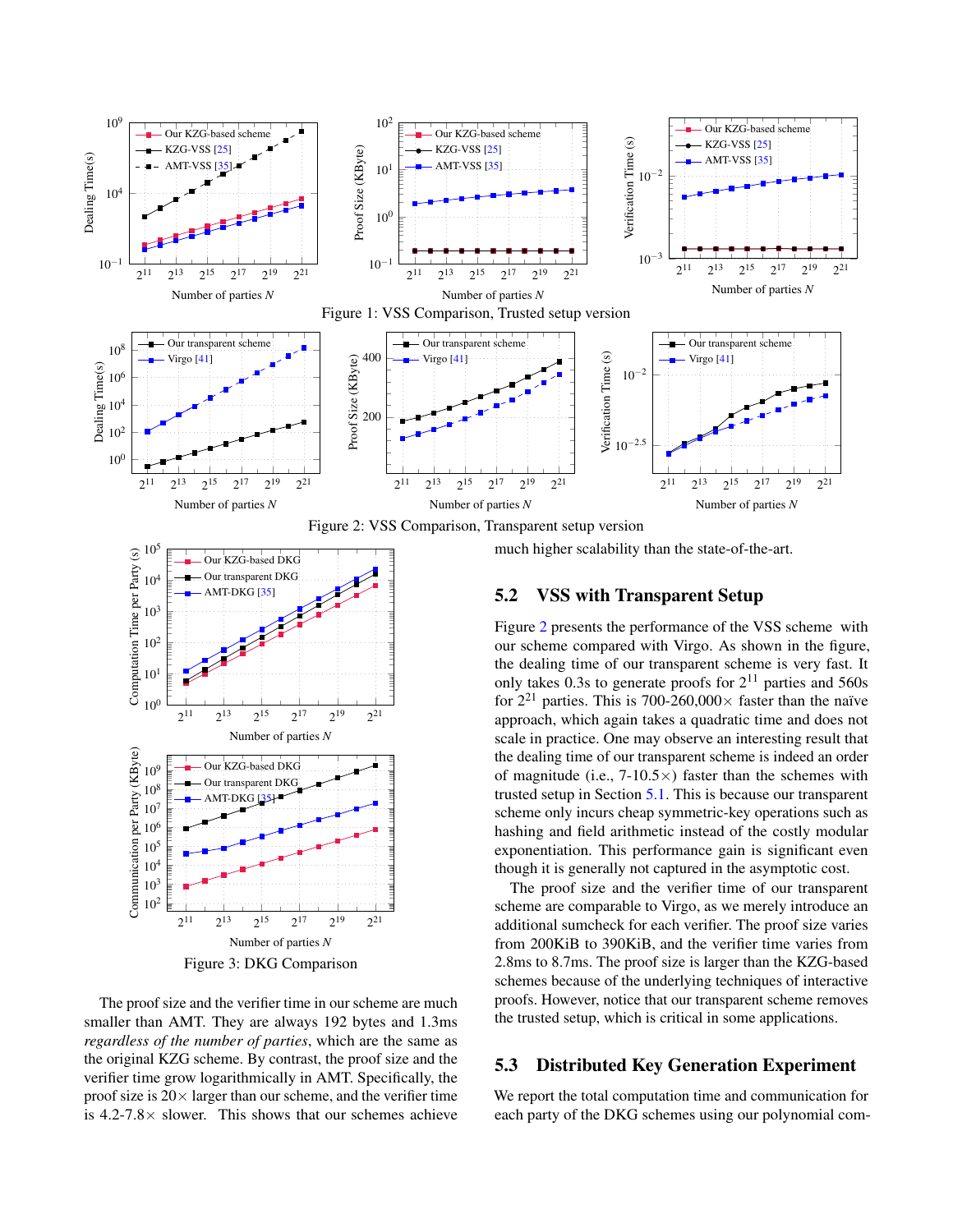Figure 1: VSS Comparison, Trusted setup version

Figure 2: VSS Comparison, Transparent setup version

Figure 3: DKG Comparison

The proof size and the verifier time in our scheme are much smaller than AMT. They are always 192 bytes and 1.3ms *regardless of the number of parties*, which are the same as the original KZG scheme. By contrast, the proof size and the verifier time grow logarithmically in AMT. Specifically, the proof size is 20× larger than our scheme, and the verifier time is 4.2-7.8× slower. This shows that our schemes achieve much higher scalability than the state-of-the-art.

## 5.2 VSS with Transparent Setup

Figure 2 presents the performance of the VSS scheme with our scheme compared with Virgo. As shown in the figure, the dealing time of our transparent scheme is very fast. It only takes 0.3s to generate proofs for $2^{11}$ parties and 560s for $2^{21}$ parties. This is 700-260,000× faster than the naïve approach, which again takes a quadratic time and does not scale in practice. One may observe an interesting result that the dealing time of our transparent scheme is indeed an order of magnitude (i.e., 7-10.5×) faster than the schemes with trusted setup in Section 5.1. This is because our transparent scheme only incurs cheap symmetric-key operations such as hashing and field arithmetic instead of the costly modular exponentiation. This performance gain is significant even though it is generally not captured in the asymptotic cost.

The proof size and the verifier time of our transparent scheme are comparable to Virgo, as we merely introduce an additional sumcheck for each verifier. The proof size varies from 200KiB to 390KiB, and the verifier time varies from 2.8ms to 8.7ms. The proof size is larger than the KZG-based schemes because of the underlying techniques of interactive proofs. However, notice that our transparent scheme removes the trusted setup, which is critical in some applications.

## 5.3 Distributed Key Generation Experiment

We report the total computation time and communication for each party of the DKG schemes using our polynomial com-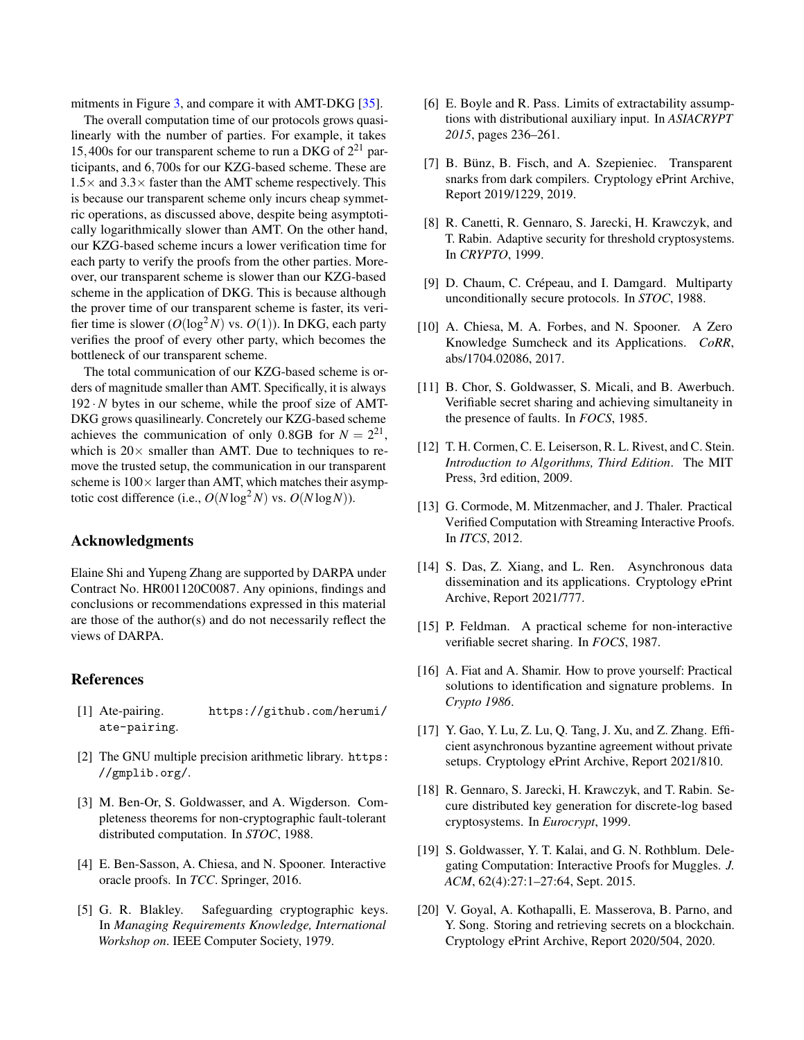mitments in Figure 3, and compare it with AMT-DKG [35].

The overall computation time of our protocols grows quasi-linearly with the number of parties. For example, it takes 15,400s for our transparent scheme to run a DKG of $2^{21}$ participants, and 6,700s for our KZG-based scheme. These are $1.5\times$ and $3.3\times$ faster than the AMT scheme respectively. This is because our transparent scheme only incurs cheap symmetric operations, as discussed above, despite being asymptotically logarithmically slower than AMT. On the other hand, our KZG-based scheme incurs a lower verification time for each party to verify the proofs from the other parties. Moreover, our transparent scheme is slower than our KZG-based scheme in the application of DKG. This is because although the prover time of our transparent scheme is faster, its verifier time is slower ($O(\log^2 N)$ vs. $O(1)$). In DKG, each party verifies the proof of every other party, which becomes the bottleneck of our transparent scheme.

The total communication of our KZG-based scheme is orders of magnitude smaller than AMT. Specifically, it is always $192 \cdot N$ bytes in our scheme, while the proof size of AMT-DKG grows quasilinearly. Concretely our KZG-based scheme achieves the communication of only 0.8GB for $N = 2^{21}$, which is $20\times$ smaller than AMT. Due to techniques to remove the trusted setup, the communication in our transparent scheme is $100\times$ larger than AMT, which matches their asymptotic cost difference (i.e., $O(N \log^2 N)$ vs. $O(N \log N)$).

## Acknowledgments

Elaine Shi and Yupeng Zhang are supported by DARPA under Contract No. HR001120C0087. Any opinions, findings and conclusions or recommendations expressed in this material are those of the author(s) and do not necessarily reflect the views of DARPA.

## References

[1] Ate-pairing. https://github.com/herumi/ate-pairing.

[2] The GNU multiple precision arithmetic library. https://gmplib.org/.

[3] M. Ben-Or, S. Goldwasser, and A. Wigderson. Completeness theorems for non-cryptographic fault-tolerant distributed computation. In *STOC*, 1988.

[4] E. Ben-Sasson, A. Chiesa, and N. Spooner. Interactive oracle proofs. In *TCC*. Springer, 2016.

[5] G. R. Blakley. Safeguarding cryptographic keys. In *Managing Requirements Knowledge, International Workshop on*. IEEE Computer Society, 1979.

[6] E. Boyle and R. Pass. Limits of extractability assumptions with distributional auxiliary input. In *ASIACRYPT 2015*, pages 236–261.

[7] B. Bünz, B. Fisch, and A. Szepieniec. Transparent snarks from dark compilers. Cryptology ePrint Archive, Report 2019/1229, 2019.

[8] R. Canetti, R. Gennaro, S. Jarecki, H. Krawczyk, and T. Rabin. Adaptive security for threshold cryptosystems. In *CRYPTO*, 1999.

[9] D. Chaum, C. Crépeau, and I. Damgard. Multiparty unconditionally secure protocols. In *STOC*, 1988.

[10] A. Chiesa, M. A. Forbes, and N. Spooner. A Zero Knowledge Sumcheck and its Applications. *CoRR*, abs/1704.02086, 2017.

[11] B. Chor, S. Goldwasser, S. Micali, and B. Awerbuch. Verifiable secret sharing and achieving simultaneity in the presence of faults. In *FOCS*, 1985.

[12] T. H. Cormen, C. E. Leiserson, R. L. Rivest, and C. Stein. *Introduction to Algorithms, Third Edition*. The MIT Press, 3rd edition, 2009.

[13] G. Cormode, M. Mitzenmacher, and J. Thaler. Practical Verified Computation with Streaming Interactive Proofs. In *ITCS*, 2012.

[14] S. Das, Z. Xiang, and L. Ren. Asynchronous data dissemination and its applications. Cryptology ePrint Archive, Report 2021/777.

[15] P. Feldman. A practical scheme for non-interactive verifiable secret sharing. In *FOCS*, 1987.

[16] A. Fiat and A. Shamir. How to prove yourself: Practical solutions to identification and signature problems. In *Crypto 1986*.

[17] Y. Gao, Y. Lu, Z. Lu, Q. Tang, J. Xu, and Z. Zhang. Efficient asynchronous byzantine agreement without private setups. Cryptology ePrint Archive, Report 2021/810.

[18] R. Gennaro, S. Jarecki, H. Krawczyk, and T. Rabin. Secure distributed key generation for discrete-log based cryptosystems. In *Eurocrypt*, 1999.

[19] S. Goldwasser, Y. T. Kalai, and G. N. Rothblum. Delegating Computation: Interactive Proofs for Muggles. *J. ACM*, 62(4):27:1–27:64, Sept. 2015.

[20] V. Goyal, A. Kothapalli, E. Masserova, B. Parno, and Y. Song. Storing and retrieving secrets on a blockchain. Cryptology ePrint Archive, Report 2020/504, 2020.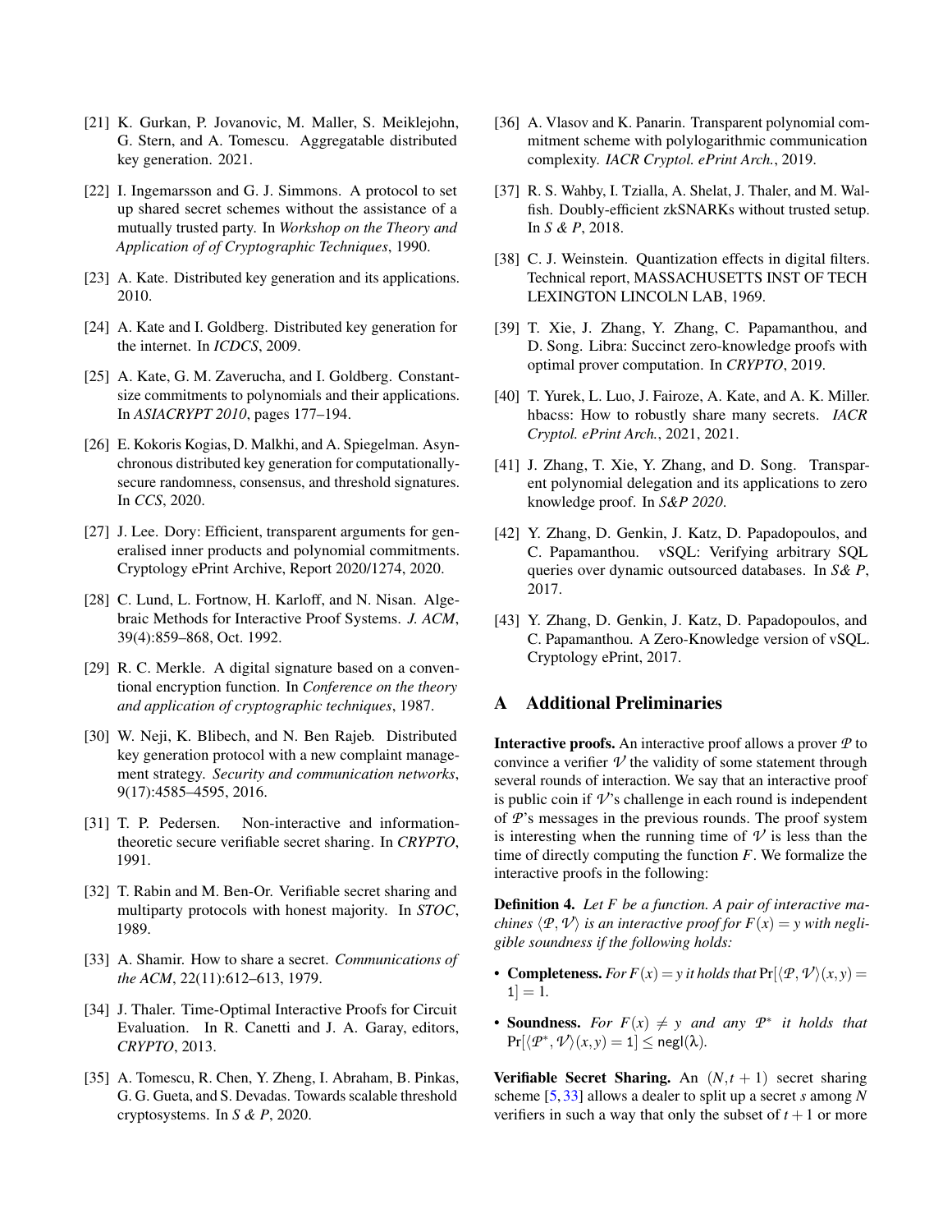[21] K. Gurkan, P. Jovanovic, M. Maller, S. Meiklejohn, G. Stern, and A. Tomescu. Aggregatable distributed key generation. 2021.

[22] I. Ingemarsson and G. J. Simmons. A protocol to set up shared secret schemes without the assistance of a mutually trusted party. In *Workshop on the Theory and Application of of Cryptographic Techniques*, 1990.

[23] A. Kate. Distributed key generation and its applications. 2010.

[24] A. Kate and I. Goldberg. Distributed key generation for the internet. In *ICDCS*, 2009.

[25] A. Kate, G. M. Zaverucha, and I. Goldberg. Constant-size commitments to polynomials and their applications. In *ASIACRYPT 2010*, pages 177–194.

[26] E. Kokoris Kogias, D. Malkhi, and A. Spiegelman. Asynchronous distributed key generation for computationally-secure randomness, consensus, and threshold signatures. In *CCS*, 2020.

[27] J. Lee. Dory: Efficient, transparent arguments for generalised inner products and polynomial commitments. Cryptology ePrint Archive, Report 2020/1274, 2020.

[28] C. Lund, L. Fortnow, H. Karloff, and N. Nisan. Algebraic Methods for Interactive Proof Systems. *J. ACM*, 39(4):859–868, Oct. 1992.

[29] R. C. Merkle. A digital signature based on a conventional encryption function. In *Conference on the theory and application of cryptographic techniques*, 1987.

[30] W. Neji, K. Blibech, and N. Ben Rajeb. Distributed key generation protocol with a new complaint management strategy. *Security and communication networks*, 9(17):4585–4595, 2016.

[31] T. P. Pedersen. Non-interactive and information-theoretic secure verifiable secret sharing. In *CRYPTO*, 1991.

[32] T. Rabin and M. Ben-Or. Verifiable secret sharing and multiparty protocols with honest majority. In *STOC*, 1989.

[33] A. Shamir. How to share a secret. *Communications of the ACM*, 22(11):612–613, 1979.

[34] J. Thaler. Time-Optimal Interactive Proofs for Circuit Evaluation. In R. Canetti and J. A. Garay, editors, *CRYPTO*, 2013.

[35] A. Tomescu, R. Chen, Y. Zheng, I. Abraham, B. Pinkas, G. G. Gueta, and S. Devadas. Towards scalable threshold cryptosystems. In *S & P*, 2020.

[36] A. Vlasov and K. Panarin. Transparent polynomial commitment scheme with polylogarithmic communication complexity. *IACR Cryptol. ePrint Arch.*, 2019.

[37] R. S. Wahby, I. Tzialla, A. Shelat, J. Thaler, and M. Walfish. Doubly-efficient zkSNARKs without trusted setup. In *S & P*, 2018.

[38] C. J. Weinstein. Quantization effects in digital filters. Technical report, MASSACHUSETTS INST OF TECH LEXINGTON LINCOLN LAB, 1969.

[39] T. Xie, J. Zhang, Y. Zhang, C. Papamanthou, and D. Song. Libra: Succinct zero-knowledge proofs with optimal prover computation. In *CRYPTO*, 2019.

[40] T. Yurek, L. Luo, J. Fairoze, A. Kate, and A. K. Miller. hbacss: How to robustly share many secrets. *IACR Cryptol. ePrint Arch.*, 2021, 2021.

[41] J. Zhang, T. Xie, Y. Zhang, and D. Song. Transparent polynomial delegation and its applications to zero knowledge proof. In *S&P 2020*.

[42] Y. Zhang, D. Genkin, J. Katz, D. Papadopoulos, and C. Papamanthou. vSQL: Verifying arbitrary SQL queries over dynamic outsourced databases. In *S& P*, 2017.

[43] Y. Zhang, D. Genkin, J. Katz, D. Papadopoulos, and C. Papamanthou. A Zero-Knowledge version of vSQL. Cryptology ePrint, 2017.

## A Additional Preliminaries

**Interactive proofs.** An interactive proof allows a prover $\mathcal{P}$ to convince a verifier $\mathcal{V}$ the validity of some statement through several rounds of interaction. We say that an interactive proof is public coin if $\mathcal{V}$'s challenge in each round is independent of $\mathcal{P}$'s messages in the previous rounds. The proof system is interesting when the running time of $\mathcal{V}$ is less than the time of directly computing the function $F$. We formalize the interactive proofs in the following:

**Definition 4.** *Let $F$ be a function. A pair of interactive machines $\langle \mathcal{P}, \mathcal{V} \rangle$ is an interactive proof for $F(x) = y$ with negligible soundness if the following holds:*

- **Completeness.** *For $F(x) = y$ it holds that* $\Pr[\langle \mathcal{P}, \mathcal{V} \rangle(x, y) = 1] = 1$.
- **Soundness.** *For $F(x) \neq y$ and any $\mathcal{P}^*$ it holds that* $\Pr[\langle \mathcal{P}^*, \mathcal{V} \rangle(x, y) = 1] \leq \mathsf{negl}(\lambda)$.

**Verifiable Secret Sharing.** An $(N, t+1)$ secret sharing scheme [5, 33] allows a dealer to split up a secret $s$ among $N$ verifiers in such a way that only the subset of $t+1$ or more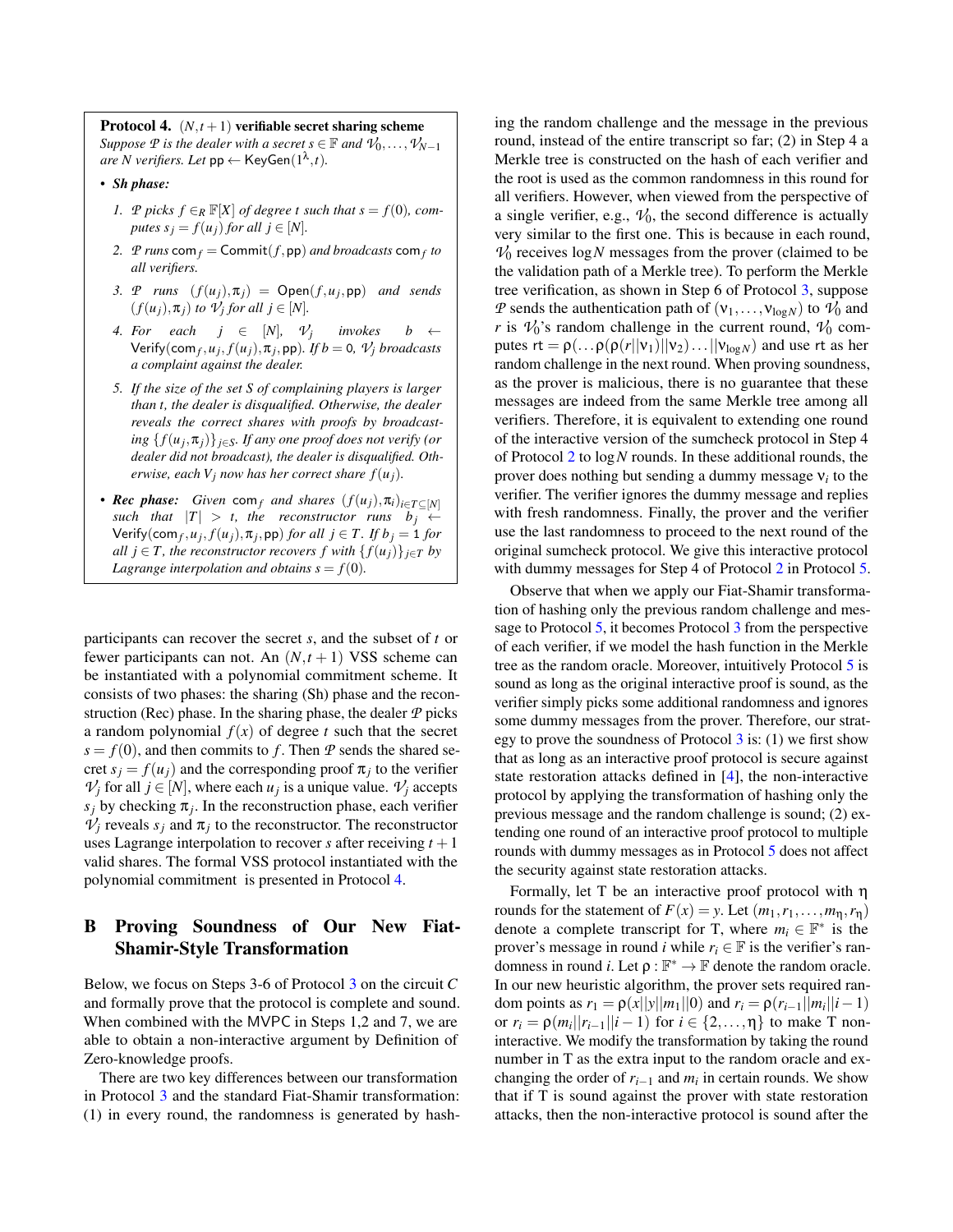**Protocol 4.** $(N, t+1)$ **verifiable secret sharing scheme**
*Suppose $\mathcal{P}$ is the dealer with a secret $s \in \mathbb{F}$ and $\mathcal{V}_0, \ldots, \mathcal{V}_{N-1}$ are $N$ verifiers. Let $\mathsf{pp} \leftarrow \mathsf{KeyGen}(1^\lambda, t)$.*

- ***Sh phase:***
  1. *$\mathcal{P}$ picks $f \in_R \mathbb{F}[X]$ of degree $t$ such that $s = f(0)$, computes $s_j = f(u_j)$ for all $j \in [N]$.*
  2. *$\mathcal{P}$ runs $\mathsf{com}_f = \mathsf{Commit}(f, \mathsf{pp})$ and broadcasts $\mathsf{com}_f$ to all verifiers.*
  3. *$\mathcal{P}$ runs $(f(u_j), \pi_j) = \mathsf{Open}(f, u_j, \mathsf{pp})$ and sends $(f(u_j), \pi_j)$ to $\mathcal{V}_j$ for all $j \in [N]$.*
  4. *For each $j \in [N]$, $\mathcal{V}_j$ invokes $b \leftarrow \mathsf{Verify}(\mathsf{com}_f, u_j, f(u_j), \pi_j, \mathsf{pp})$. If $b = 0$, $\mathcal{V}_j$ broadcasts a complaint against the dealer.*
  5. *If the size of the set $S$ of complaining players is larger than $t$, the dealer is disqualified. Otherwise, the dealer reveals the correct shares with proofs by broadcasting $\{f(u_j, \pi_j)\}_{j \in S}$. If any one proof does not verify (or dealer did not broadcast), the dealer is disqualified. Otherwise, each $V_j$ now has her correct share $f(u_j)$.*
- ***Rec phase:*** *Given $\mathsf{com}_f$ and shares $(f(u_j), \pi_i)_{i \in T \subseteq [N]}$ such that $|T| > t$, the reconstructor runs $b_j \leftarrow \mathsf{Verify}(\mathsf{com}_f, u_j, f(u_j), \pi_j, \mathsf{pp})$ for all $j \in T$. If $b_j = 1$ for all $j \in T$, the reconstructor recovers $f$ with $\{f(u_j)\}_{j \in T}$ by Lagrange interpolation and obtains $s = f(0)$.*

participants can recover the secret $s$, and the subset of $t$ or fewer participants can not. An $(N, t+1)$ VSS scheme can be instantiated with a polynomial commitment scheme. It consists of two phases: the sharing (Sh) phase and the reconstruction (Rec) phase. In the sharing phase, the dealer $\mathcal{P}$ picks a random polynomial $f(x)$ of degree $t$ such that the secret $s = f(0)$, and then commits to $f$. Then $\mathcal{P}$ sends the shared secret $s_j = f(u_j)$ and the corresponding proof $\pi_j$ to the verifier $\mathcal{V}_j$ for all $j \in [N]$, where each $u_j$ is a unique value. $\mathcal{V}_j$ accepts $s_j$ by checking $\pi_j$. In the reconstruction phase, each verifier $\mathcal{V}_j$ reveals $s_j$ and $\pi_j$ to the reconstructor. The reconstructor uses Lagrange interpolation to recover $s$ after receiving $t+1$ valid shares. The formal VSS protocol instantiated with the polynomial commitment is presented in Protocol 4.

## B Proving Soundness of Our New Fiat-Shamir-Style Transformation

Below, we focus on Steps 3-6 of Protocol 3 on the circuit $C$ and formally prove that the protocol is complete and sound. When combined with the MVPC in Steps 1,2 and 7, we are able to obtain a non-interactive argument by Definition of Zero-knowledge proofs.

There are two key differences between our transformation in Protocol 3 and the standard Fiat-Shamir transformation: (1) in every round, the randomness is generated by hashing the random challenge and the message in the previous round, instead of the entire transcript so far; (2) in Step 4 a Merkle tree is constructed on the hash of each verifier and the root is used as the common randomness in this round for all verifiers. However, when viewed from the perspective of a single verifier, e.g., $\mathcal{V}_0$, the second difference is actually very similar to the first one. This is because in each round, $\mathcal{V}_0$ receives $\log N$ messages from the prover (claimed to be the validation path of a Merkle tree). To perform the Merkle tree verification, as shown in Step 6 of Protocol 3, suppose $\mathcal{P}$ sends the authentication path of $(\nu_1, \ldots, \nu_{\log N})$ to $\mathcal{V}_0$ and $r$ is $\mathcal{V}_0$'s random challenge in the current round, $\mathcal{V}_0$ computes $\mathsf{rt} = \rho(\ldots\rho(\rho(r||\nu_1)||\nu_2)\ldots||\nu_{\log N})$ and use $\mathsf{rt}$ as her random challenge in the next round. When proving soundness, as the prover is malicious, there is no guarantee that these messages are indeed from the same Merkle tree among all verifiers. Therefore, it is equivalent to extending one round of the interactive version of the sumcheck protocol in Step 4 of Protocol 2 to $\log N$ rounds. In these additional rounds, the prover does nothing but sending a dummy message $\nu_i$ to the verifier. The verifier ignores the dummy message and replies with fresh randomness. Finally, the prover and the verifier use the last randomness to proceed to the next round of the original sumcheck protocol. We give this interactive protocol with dummy messages for Step 4 of Protocol 2 in Protocol 5.

Observe that when we apply our Fiat-Shamir transformation of hashing only the previous random challenge and message to Protocol 5, it becomes Protocol 3 from the perspective of each verifier, if we model the hash function in the Merkle tree as the random oracle. Moreover, intuitively Protocol 5 is sound as long as the original interactive proof is sound, as the verifier simply picks some additional randomness and ignores some dummy messages from the prover. Therefore, our strategy to prove the soundness of Protocol 3 is: (1) we first show that as long as an interactive proof protocol is secure against state restoration attacks defined in [4], the non-interactive protocol by applying the transformation of hashing only the previous message and the random challenge is sound; (2) extending one round of an interactive proof protocol to multiple rounds with dummy messages as in Protocol 5 does not affect the security against state restoration attacks.

Formally, let T be an interactive proof protocol with $\eta$ rounds for the statement of $F(x) = y$. Let $(m_1, r_1, \ldots, m_\eta, r_\eta)$ denote a complete transcript for T, where $m_i \in \mathbb{F}^*$ is the prover's message in round $i$ while $r_i \in \mathbb{F}$ is the verifier's randomness in round $i$. Let $\rho : \mathbb{F}^* \to \mathbb{F}$ denote the random oracle. In our new heuristic algorithm, the prover sets required random points as $r_1 = \rho(x||y||m_1||0)$ and $r_i = \rho(r_{i-1}||m_i||i-1)$ or $r_i = \rho(m_i||r_{i-1}||i-1)$ for $i \in \{2, \ldots, \eta\}$ to make T non-interactive. We modify the transformation by taking the round number in T as the extra input to the random oracle and exchanging the order of $r_{i-1}$ and $m_i$ in certain rounds. We show that if T is sound against the prover with state restoration attacks, then the non-interactive protocol is sound after the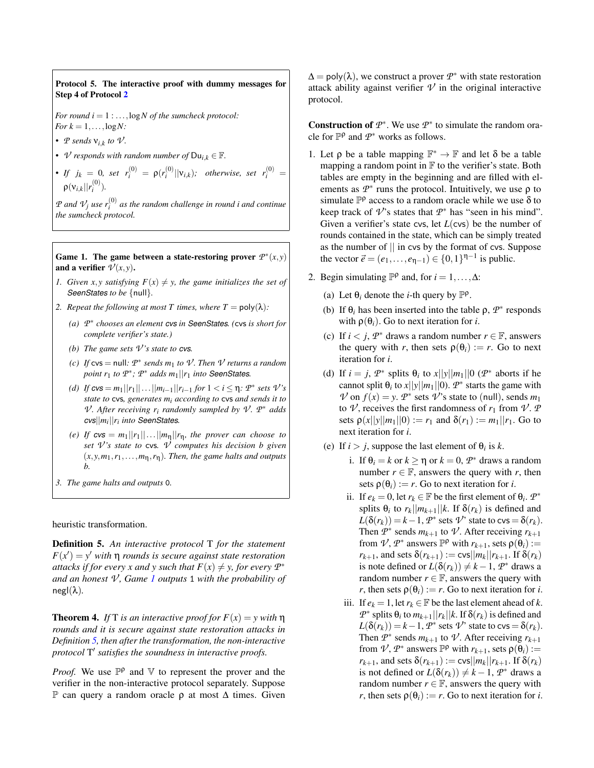**Protocol 5. The interactive proof with dummy messages for Step 4 of Protocol 2**

*For round $i = 1:\ldots,\log N$ of the sumcheck protocol:*
*For $k = 1,\ldots,\log N$:*

- *$\mathcal{P}$ sends $\nu_{i,k}$ to $\mathcal{V}$.*
- *$\mathcal{V}$ responds with random number of $\mathsf{Du}_{i,k} \in \mathbb{F}$.*
- *If $j_k = 0$, set $r_i^{(0)} = \rho(r_i^{(0)}||\nu_{i,k})$; otherwise, set $r_i^{(0)} = \rho(\nu_{i,k}||r_i^{(0)})$.*

*$\mathcal{P}$ and $\mathcal{V}_j$ use $r_i^{(0)}$ as the random challenge in round $i$ and continue the sumcheck protocol.*

**Game 1. The game between a state-restoring prover $\mathcal{P}^*(x,y)$ and a verifier $\mathcal{V}(x,y)$.**

1. *Given $x,y$ satisfying $F(x) \neq y$, the game initializes the set of SeenStates to be $\{\mathsf{null}\}$.*
2. *Repeat the following at most $T$ times, where $T = \mathsf{poly}(\lambda)$:*
   - (a) *$\mathcal{P}^*$ chooses an element cvs in SeenStates. (cvs is short for complete verifier's state.)*
   - (b) *The game sets $\mathcal{V}$'s state to cvs.*
   - (c) *If $\mathsf{cvs} = \mathsf{null}$: $\mathcal{P}^*$ sends $m_1$ to $\mathcal{V}$. Then $\mathcal{V}$ returns a random point $r_1$ to $\mathcal{P}^*$; $\mathcal{P}^*$ adds $m_1||r_1$ into SeenStates.*
   - (d) *If $\mathsf{cvs} = m_1||r_1||\ldots||m_{i-1}||r_{i-1}$ for $1 < i \leq \eta$: $\mathcal{P}^*$ sets $\mathcal{V}$'s state to cvs, generates $m_i$ according to cvs and sends it to $\mathcal{V}$. After receiving $r_i$ randomly sampled by $\mathcal{V}$. $\mathcal{P}^*$ adds $\mathsf{cvs}||m_i||r_i$ into SeenStates.*
   - (e) *If $\mathsf{cvs} = m_1||r_1||\ldots||m_\eta||r_\eta$, the prover can choose to set $\mathcal{V}$'s state to cvs. $\mathcal{V}$ computes his decision $b$ given $(x,y,m_1,r_1,\ldots,m_\eta,r_\eta)$. Then, the game halts and outputs $b$.*
3. *The game halts and outputs 0.*

heuristic transformation.

**Definition 5.** *An interactive protocol $\mathrm{T}$ for the statement $F(x') = y'$ with $\eta$ rounds is secure against state restoration attacks if for every $x$ and $y$ such that $F(x) \neq y$, for every $\mathcal{P}^*$ and an honest $\mathcal{V}$, Game 1 outputs 1 with the probability of $\mathsf{negl}(\lambda)$.*

**Theorem 4.** *If $\mathrm{T}$ is an interactive proof for $F(x) = y$ with $\eta$ rounds and it is secure against state restoration attacks in Definition 5, then after the transformation, the non-interactive protocol $\mathrm{T}'$ satisfies the soundness in interactive proofs.*

*Proof.* We use $\mathbb{P}^\rho$ and $\mathbb{V}$ to represent the prover and the verifier in the non-interactive protocol separately. Suppose $\mathbb{P}$ can query a random oracle $\rho$ at most $\Delta$ times. Given $\Delta = \mathsf{poly}(\lambda)$, we construct a prover $\mathcal{P}^*$ with state restoration attack ability against verifier $\mathcal{V}$ in the original interactive protocol.

**Construction of $\mathcal{P}^*$.** We use $\mathcal{P}^*$ to simulate the random oracle for $\mathbb{P}^\rho$ and $\mathcal{P}^*$ works as follows.

1. Let $\rho$ be a table mapping $\mathbb{F}^* \to \mathbb{F}$ and let $\delta$ be a table mapping a random point in $\mathbb{F}$ to the verifier's state. Both tables are empty in the beginning and are filled with elements as $\mathcal{P}^*$ runs the protocol. Intuitively, we use $\rho$ to simulate $\mathbb{P}^\rho$ access to a random oracle while we use $\delta$ to keep track of $\mathcal{V}$'s states that $\mathcal{P}^*$ has "seen in his mind". Given a verifier's state cvs, let $L(\mathsf{cvs})$ be the number of rounds contained in the state, which can be simply treated as the number of $||$ in cvs by the format of cvs. Suppose the vector $\vec{e} = (e_1,\ldots,e_{\eta-1}) \in \{0,1\}^{\eta-1}$ is public.
2. Begin simulating $\mathbb{P}^\rho$ and, for $i = 1,\ldots,\Delta$:
   - (a) Let $\theta_i$ denote the $i$-th query by $\mathbb{P}^\rho$.
   - (b) If $\theta_i$ has been inserted into the table $\rho$, $\mathcal{P}^*$ responds with $\rho(\theta_i)$. Go to next iteration for $i$.
   - (c) If $i < j$, $\mathcal{P}^*$ draws a random number $r \in \mathbb{F}$, answers the query with $r$, then sets $\rho(\theta_i) := r$. Go to next iteration for $i$.
   - (d) If $i = j$, $\mathcal{P}^*$ splits $\theta_i$ to $x||y||m_1||0$ ($\mathcal{P}^*$ aborts if he cannot split $\theta_i$ to $x||y||m_1||0$). $\mathcal{P}^*$ starts the game with $\mathcal{V}$ on $f(x) = y$. $\mathcal{P}^*$ sets $\mathcal{V}$'s state to (null), sends $m_1$ to $\mathcal{V}$, receives the first randomness of $r_1$ from $\mathcal{V}$. $\mathcal{P}$ sets $\rho(x||y||m_1||0) := r_1$ and $\delta(r_1) := m_1||r_1$. Go to next iteration for $i$.
   - (e) If $i > j$, suppose the last element of $\theta_i$ is $k$.
     - i. If $\theta_i = k$ or $k \geq \eta$ or $k = 0$, $\mathcal{P}^*$ draws a random number $r \in \mathbb{F}$, answers the query with $r$, then sets $\rho(\theta_i) := r$. Go to next iteration for $i$.
     - ii. If $e_k = 0$, let $r_k \in \mathbb{F}$ be the first element of $\theta_i$. $\mathcal{P}^*$ splits $\theta_i$ to $r_k||m_{k+1}||k$. If $\delta(r_k)$ is defined and $L(\delta(r_k)) = k-1$, $\mathcal{P}^*$ sets $\mathcal{V}$' state to $\mathsf{cvs} = \delta(r_k)$. Then $\mathcal{P}^*$ sends $m_{k+1}$ to $\mathcal{V}$. After receiving $r_{k+1}$ from $\mathcal{V}$, $\mathcal{P}^*$ answers $\mathbb{P}^\rho$ with $r_{k+1}$, sets $\rho(\theta_i) := r_{k+1}$, and sets $\delta(r_{k+1}) := \mathsf{cvs}||m_k||r_{k+1}$. If $\delta(r_k)$ is note defined or $L(\delta(r_k)) \neq k-1$, $\mathcal{P}^*$ draws a random number $r \in \mathbb{F}$, answers the query with $r$, then sets $\rho(\theta_i) := r$. Go to next iteration for $i$.
     - iii. If $e_k = 1$, let $r_k \in \mathbb{F}$ be the last element ahead of $k$. $\mathcal{P}^*$ splits $\theta_i$ to $m_{k+1}||r_k||k$. If $\delta(r_k)$ is defined and $L(\delta(r_k)) = k-1$, $\mathcal{P}^*$ sets $\mathcal{V}$' state to $\mathsf{cvs} = \delta(r_k)$. Then $\mathcal{P}^*$ sends $m_{k+1}$ to $\mathcal{V}$. After receiving $r_{k+1}$ from $\mathcal{V}$, $\mathcal{P}^*$ answers $\mathbb{P}^\rho$ with $r_{k+1}$, sets $\rho(\theta_i) := r_{k+1}$, and sets $\delta(r_{k+1}) := \mathsf{cvs}||m_k||r_{k+1}$. If $\delta(r_k)$ is not defined or $L(\delta(r_k)) \neq k-1$, $\mathcal{P}^*$ draws a random number $r \in \mathbb{F}$, answers the query with $r$, then sets $\rho(\theta_i) := r$. Go to next iteration for $i$.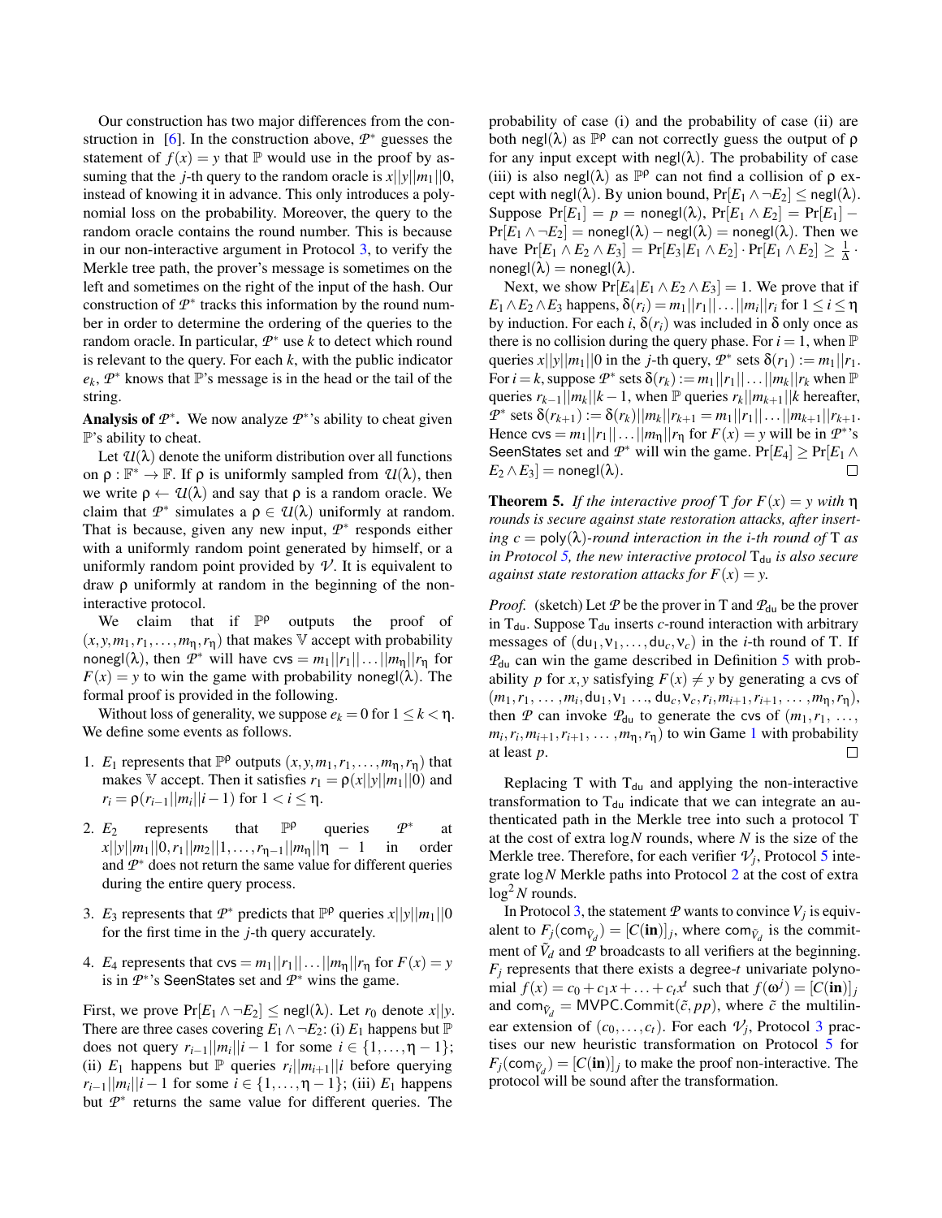Our construction has two major differences from the construction in [6]. In the construction above, $\mathcal{P}^*$ guesses the statement of $f(x) = y$ that $\mathbb{P}$ would use in the proof by assuming that the $j$-th query to the random oracle is $x||y||m_1||0$, instead of knowing it in advance. This only introduces a polynomial loss on the probability. Moreover, the query to the random oracle contains the round number. This is because in our non-interactive argument in Protocol 3, to verify the Merkle tree path, the prover's message is sometimes on the left and sometimes on the right of the input of the hash. Our construction of $\mathcal{P}^*$ tracks this information by the round number in order to determine the ordering of the queries to the random oracle. In particular, $\mathcal{P}^*$ use $k$ to detect which round is relevant to the query. For each $k$, with the public indicator $e_k$, $\mathcal{P}^*$ knows that $\mathbb{P}$'s message is in the head or the tail of the string.

**Analysis of $\mathcal{P}^*$.** We now analyze $\mathcal{P}^*$'s ability to cheat given $\mathbb{P}$'s ability to cheat.

Let $\mathcal{U}(\lambda)$ denote the uniform distribution over all functions on $\rho : \mathbb{F}^* \to \mathbb{F}$. If $\rho$ is uniformly sampled from $\mathcal{U}(\lambda)$, then we write $\rho \leftarrow \mathcal{U}(\lambda)$ and say that $\rho$ is a random oracle. We claim that $\mathcal{P}^*$ simulates a $\rho \in \mathcal{U}(\lambda)$ uniformly at random. That is because, given any new input, $\mathcal{P}^*$ responds either with a uniformly random point generated by himself, or a uniformly random point provided by $\mathcal{V}$. It is equivalent to draw $\rho$ uniformly at random in the beginning of the non-interactive protocol.

We claim that if $\mathbb{P}^\rho$ outputs the proof of $(x, y, m_1, r_1, \ldots, m_\eta, r_\eta)$ that makes $\mathbb{V}$ accept with probability $\mathsf{nonegl}(\lambda)$, then $\mathcal{P}^*$ will have $\mathsf{cvs} = m_1||r_1||\ldots||m_\eta||r_\eta$ for $F(x) = y$ to win the game with probability $\mathsf{nonegl}(\lambda)$. The formal proof is provided in the following.

Without loss of generality, we suppose $e_k = 0$ for $1 \le k < \eta$. We define some events as follows.

1. $E_1$ represents that $\mathbb{P}^\rho$ outputs $(x, y, m_1, r_1, \ldots, m_\eta, r_\eta)$ that makes $\mathbb{V}$ accept. Then it satisfies $r_1 = \rho(x||y||m_1||0)$ and $r_i = \rho(r_{i-1}||m_i||i-1)$ for $1 < i \le \eta$.
2. $E_2$ represents that $\mathbb{P}^\rho$ queries $\mathcal{P}^*$ at $x||y||m_1||0, r_1||m_2||1, \ldots, r_{\eta-1}||m_\eta||\eta - 1$ in order and $\mathcal{P}^*$ does not return the same value for different queries during the entire query process.
3. $E_3$ represents that $\mathcal{P}^*$ predicts that $\mathbb{P}^\rho$ queries $x||y||m_1||0$ for the first time in the $j$-th query accurately.
4. $E_4$ represents that $\mathsf{cvs} = m_1||r_1||\ldots||m_\eta||r_\eta$ for $F(x) = y$ is in $\mathcal{P}^*$'s $\mathsf{SeenStates}$ set and $\mathcal{P}^*$ wins the game.

First, we prove $\Pr[E_1 \wedge \neg E_2] \le \mathsf{negl}(\lambda)$. Let $r_0$ denote $x||y$. There are three cases covering $E_1 \wedge \neg E_2$: (i) $E_1$ happens but $\mathbb{P}$ does not query $r_{i-1}||m_i||i-1$ for some $i \in \{1, \ldots, \eta - 1\}$; (ii) $E_1$ happens but $\mathbb{P}$ queries $r_i||m_{i+1}||i$ before querying $r_{i-1}||m_i||i-1$ for some $i \in \{1, \ldots, \eta - 1\}$; (iii) $E_1$ happens but $\mathcal{P}^*$ returns the same value for different queries. The probability of case (i) and the probability of case (ii) are both $\mathsf{negl}(\lambda)$ as $\mathbb{P}^\rho$ can not correctly guess the output of $\rho$ for any input except with $\mathsf{negl}(\lambda)$. The probability of case (iii) is also $\mathsf{negl}(\lambda)$ as $\mathbb{P}^\rho$ can not find a collision of $\rho$ except with $\mathsf{negl}(\lambda)$. By union bound, $\Pr[E_1 \wedge \neg E_2] \le \mathsf{negl}(\lambda)$. Suppose $\Pr[E_1] = p = \mathsf{nonegl}(\lambda)$, $\Pr[E_1 \wedge E_2] = \Pr[E_1] - \Pr[E_1 \wedge \neg E_2] = \mathsf{nonegl}(\lambda) - \mathsf{negl}(\lambda) = \mathsf{nonegl}(\lambda)$. Then we have $\Pr[E_1 \wedge E_2 \wedge E_3] = \Pr[E_3|E_1 \wedge E_2] \cdot \Pr[E_1 \wedge E_2] \ge \frac{1}{\Delta} \cdot \mathsf{nonegl}(\lambda) = \mathsf{nonegl}(\lambda)$.

Next, we show $\Pr[E_4|E_1 \wedge E_2 \wedge E_3] = 1$. We prove that if $E_1 \wedge E_2 \wedge E_3$ happens, $\delta(r_i) = m_1||r_1||\ldots||m_i||r_i$ for $1 \le i \le \eta$ by induction. For each $i$, $\delta(r_i)$ was included in $\delta$ only once as there is no collision during the query phase. For $i = 1$, when $\mathbb{P}$ queries $x||y||m_1||0$ in the $j$-th query, $\mathcal{P}^*$ sets $\delta(r_1) := m_1||r_1$. For $i = k$, suppose $\mathcal{P}^*$ sets $\delta(r_k) := m_1||r_1||\ldots||m_k||r_k$ when $\mathbb{P}$ queries $r_{k-1}||m_k||k-1$, when $\mathbb{P}$ queries $r_k||m_{k+1}||k$ hereafter, $\mathcal{P}^*$ sets $\delta(r_{k+1}) := \delta(r_k)||m_k||r_{k+1} = m_1||r_1||\ldots||m_{k+1}||r_{k+1}$. Hence $\mathsf{cvs} = m_1||r_1||\ldots||m_\eta||r_\eta$ for $F(x) = y$ will be in $\mathcal{P}^*$'s $\mathsf{SeenStates}$ set and $\mathcal{P}^*$ will win the game. $\Pr[E_4] \ge \Pr[E_1 \wedge E_2 \wedge E_3] = \mathsf{nonegl}(\lambda)$. □

**Theorem 5.** *If the interactive proof* $\mathrm{T}$ *for* $F(x) = y$ *with* $\eta$ *rounds is secure against state restoration attacks, after inserting* $c = \mathsf{poly}(\lambda)$*-round interaction in the* $i$*-th round of* $\mathrm{T}$ *as in Protocol 5, the new interactive protocol* $\mathrm{T}_{\mathsf{du}}$ *is also secure against state restoration attacks for* $F(x) = y$.

*Proof.* (sketch) Let $\mathcal{P}$ be the prover in $\mathrm{T}$ and $\mathcal{P}_{\mathsf{du}}$ be the prover in $\mathrm{T}_{\mathsf{du}}$. Suppose $\mathrm{T}_{\mathsf{du}}$ inserts $c$-round interaction with arbitrary messages of $(\mathsf{du}_1, \nu_1, \ldots, \mathsf{du}_c, \nu_c)$ in the $i$-th round of $\mathrm{T}$. If $\mathcal{P}_{\mathsf{du}}$ can win the game described in Definition 5 with probability $p$ for $x, y$ satisfying $F(x) \ne y$ by generating a cvs of $(m_1, r_1, \ldots, m_i, \mathsf{du}_1, \nu_1 \ldots, \mathsf{du}_c, \nu_c, r_i, m_{i+1}, r_{i+1}, \ldots, m_\eta, r_\eta)$, then $\mathcal{P}$ can invoke $\mathcal{P}_{\mathsf{du}}$ to generate the cvs of $(m_1, r_1, \ldots, m_i, r_i, m_{i+1}, r_{i+1}, \ldots, m_\eta, r_\eta)$ to win Game 1 with probability at least $p$. □

Replacing $\mathrm{T}$ with $\mathrm{T}_{\mathsf{du}}$ and applying the non-interactive transformation to $\mathrm{T}_{\mathsf{du}}$ indicate that we can integrate an authenticated path in the Merkle tree into such a protocol $\mathrm{T}$ at the cost of extra $\log N$ rounds, where $N$ is the size of the Merkle tree. Therefore, for each verifier $\mathcal{V}_j$, Protocol 5 integrate $\log N$ Merkle paths into Protocol 2 at the cost of extra $\log^2 N$ rounds.

In Protocol 3, the statement $\mathcal{P}$ wants to convince $V_j$ is equivalent to $F_j(\mathsf{com}_{\tilde{V}_d}) = [C(\mathbf{in})]_j$, where $\mathsf{com}_{\tilde{V}_d}$ is the commitment of $\tilde{V}_d$ and $\mathcal{P}$ broadcasts to all verifiers at the beginning. $F_j$ represents that there exists a degree-$t$ univariate polynomial $f(x) = c_0 + c_1 x + \ldots + c_t x^t$ such that $f(\omega^j) = [C(\mathbf{in})]_j$ and $\mathsf{com}_{\tilde{V}_d} = \mathsf{MVPC.Commit}(\tilde{c}, pp)$, where $\tilde{c}$ the multilinear extension of $(c_0, \ldots, c_t)$. For each $\mathcal{V}_j$, Protocol 3 practises our new heuristic transformation on Protocol 5 for $F_j(\mathsf{com}_{\tilde{V}_d}) = [C(\mathbf{in})]_j$ to make the proof non-interactive. The protocol will be sound after the transformation.